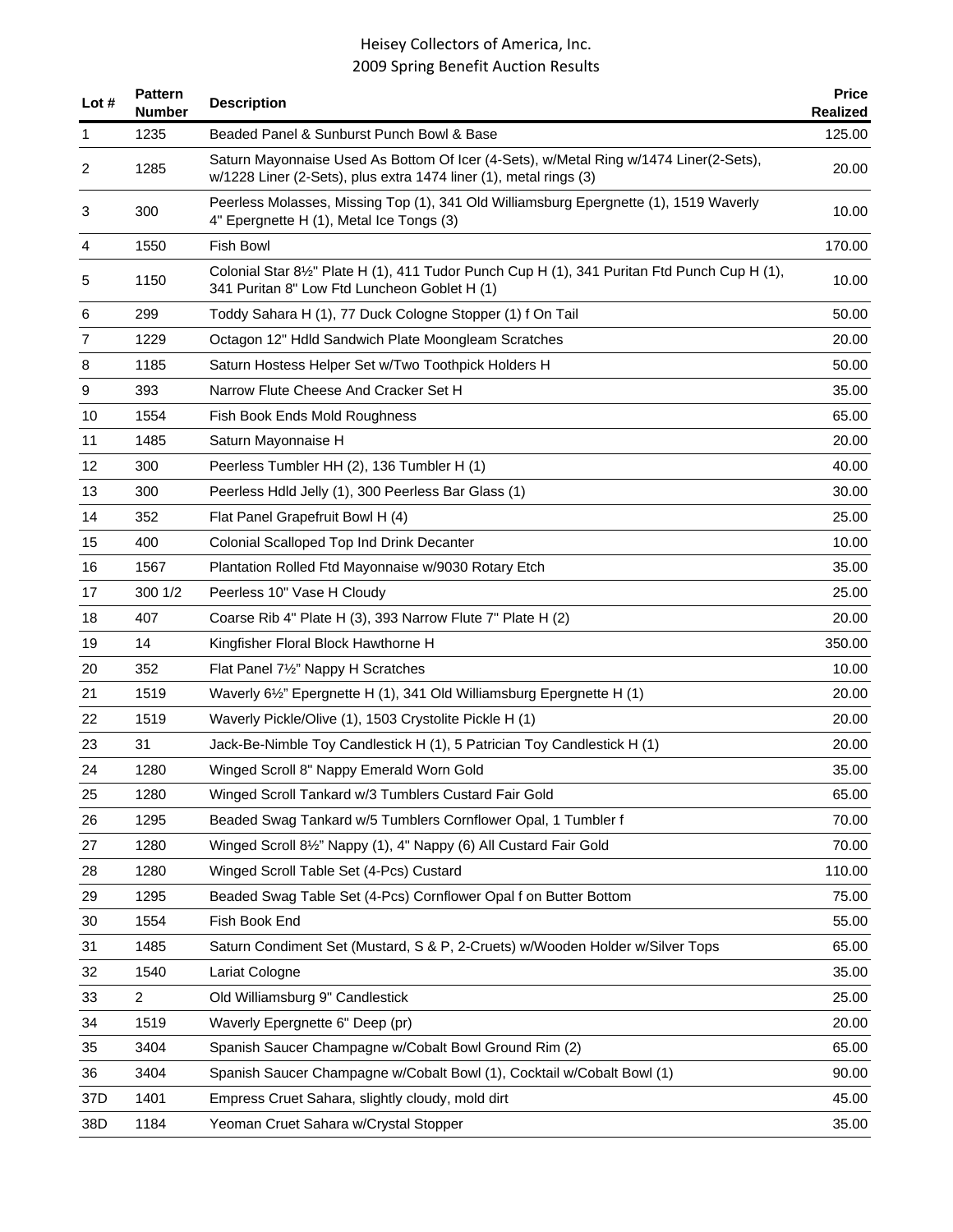# Heisey Collectors of America, Inc.
## 2009 Spring Benefit Auction Results

| Lot # | Pattern Number | Description | Price Realized |
|---|---|---|---|
| 1 | 1235 | Beaded Panel & Sunburst Punch Bowl & Base | 125.00 |
| 2 | 1285 | Saturn Mayonnaise Used As Bottom Of Icer (4-Sets), w/Metal Ring w/1474 Liner(2-Sets), w/1228 Liner (2-Sets), plus extra 1474 liner (1), metal rings (3) | 20.00 |
| 3 | 300 | Peerless Molasses, Missing Top (1), 341 Old Williamsburg Epergnette (1), 1519 Waverly 4" Epergnette H (1), Metal Ice Tongs (3) | 10.00 |
| 4 | 1550 | Fish Bowl | 170.00 |
| 5 | 1150 | Colonial Star 8½" Plate H (1), 411 Tudor Punch Cup H (1), 341 Puritan Ftd Punch Cup H (1), 341 Puritan 8" Low Ftd Luncheon Goblet H (1) | 10.00 |
| 6 | 299 | Toddy Sahara H (1), 77 Duck Cologne Stopper (1) f On Tail | 50.00 |
| 7 | 1229 | Octagon 12" Hdld Sandwich Plate Moongleam Scratches | 20.00 |
| 8 | 1185 | Saturn Hostess Helper Set w/Two Toothpick Holders H | 50.00 |
| 9 | 393 | Narrow Flute Cheese And Cracker Set H | 35.00 |
| 10 | 1554 | Fish Book Ends Mold Roughness | 65.00 |
| 11 | 1485 | Saturn Mayonnaise H | 20.00 |
| 12 | 300 | Peerless Tumbler HH (2), 136 Tumbler H (1) | 40.00 |
| 13 | 300 | Peerless Hdld Jelly (1), 300 Peerless Bar Glass (1) | 30.00 |
| 14 | 352 | Flat Panel Grapefruit Bowl H (4) | 25.00 |
| 15 | 400 | Colonial Scalloped Top Ind Drink Decanter | 10.00 |
| 16 | 1567 | Plantation Rolled Ftd Mayonnaise w/9030 Rotary Etch | 35.00 |
| 17 | 300 1/2 | Peerless 10" Vase H Cloudy | 25.00 |
| 18 | 407 | Coarse Rib 4" Plate H (3), 393 Narrow Flute 7" Plate H (2) | 20.00 |
| 19 | 14 | Kingfisher Floral Block Hawthorne H | 350.00 |
| 20 | 352 | Flat Panel 7½" Nappy H Scratches | 10.00 |
| 21 | 1519 | Waverly 6½" Epergnette H (1), 341 Old Williamsburg Epergnette H (1) | 20.00 |
| 22 | 1519 | Waverly Pickle/Olive (1), 1503 Crystolite Pickle H (1) | 20.00 |
| 23 | 31 | Jack-Be-Nimble Toy Candlestick H (1), 5 Patrician Toy Candlestick H (1) | 20.00 |
| 24 | 1280 | Winged Scroll 8" Nappy Emerald Worn Gold | 35.00 |
| 25 | 1280 | Winged Scroll Tankard w/3 Tumblers Custard Fair Gold | 65.00 |
| 26 | 1295 | Beaded Swag Tankard w/5 Tumblers Cornflower Opal, 1 Tumbler f | 70.00 |
| 27 | 1280 | Winged Scroll 8½" Nappy (1), 4" Nappy (6) All Custard Fair Gold | 70.00 |
| 28 | 1280 | Winged Scroll Table Set (4-Pcs) Custard | 110.00 |
| 29 | 1295 | Beaded Swag Table Set (4-Pcs) Cornflower Opal f on Butter Bottom | 75.00 |
| 30 | 1554 | Fish Book End | 55.00 |
| 31 | 1485 | Saturn Condiment Set (Mustard, S & P, 2-Cruets) w/Wooden Holder w/Silver Tops | 65.00 |
| 32 | 1540 | Lariat Cologne | 35.00 |
| 33 | 2 | Old Williamsburg 9" Candlestick | 25.00 |
| 34 | 1519 | Waverly Epergnette 6" Deep (pr) | 20.00 |
| 35 | 3404 | Spanish Saucer Champagne w/Cobalt Bowl Ground Rim (2) | 65.00 |
| 36 | 3404 | Spanish Saucer Champagne w/Cobalt Bowl (1), Cocktail w/Cobalt Bowl (1) | 90.00 |
| 37D | 1401 | Empress Cruet Sahara, slightly cloudy, mold dirt | 45.00 |
| 38D | 1184 | Yeoman Cruet Sahara w/Crystal Stopper | 35.00 |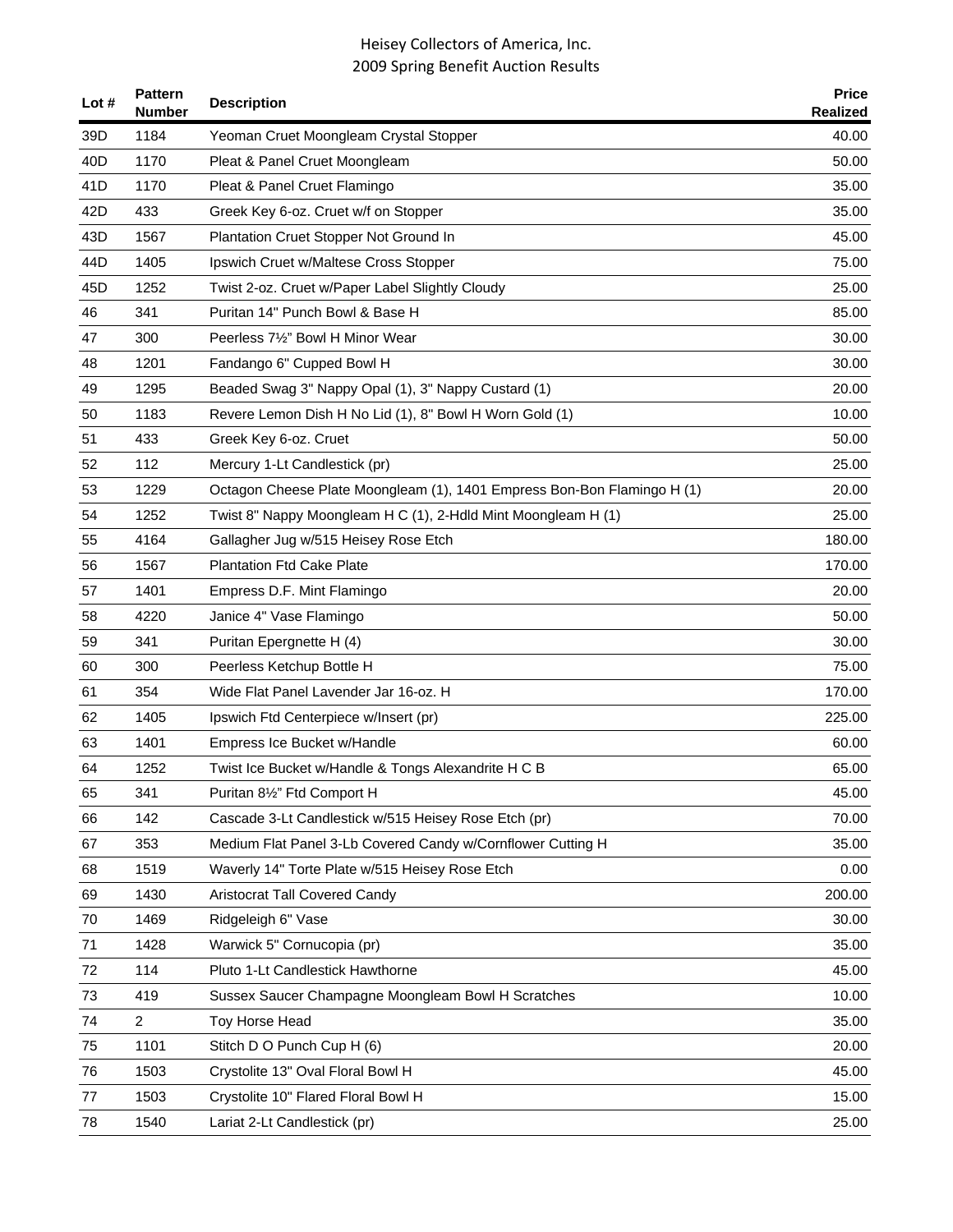# Heisey Collectors of America, Inc.
## 2009 Spring Benefit Auction Results

| Lot # | Pattern Number | Description | Price Realized |
|---|---|---|---|
| 39D | 1184 | Yeoman Cruet Moongleam Crystal Stopper | 40.00 |
| 40D | 1170 | Pleat & Panel Cruet Moongleam | 50.00 |
| 41D | 1170 | Pleat & Panel Cruet Flamingo | 35.00 |
| 42D | 433 | Greek Key 6-oz. Cruet w/f on Stopper | 35.00 |
| 43D | 1567 | Plantation Cruet Stopper Not Ground In | 45.00 |
| 44D | 1405 | Ipswich Cruet w/Maltese Cross Stopper | 75.00 |
| 45D | 1252 | Twist 2-oz. Cruet w/Paper Label Slightly Cloudy | 25.00 |
| 46 | 341 | Puritan 14" Punch Bowl & Base H | 85.00 |
| 47 | 300 | Peerless 7½" Bowl H Minor Wear | 30.00 |
| 48 | 1201 | Fandango 6" Cupped Bowl H | 30.00 |
| 49 | 1295 | Beaded Swag 3" Nappy Opal (1), 3" Nappy Custard (1) | 20.00 |
| 50 | 1183 | Revere Lemon Dish H No Lid (1), 8" Bowl H Worn Gold (1) | 10.00 |
| 51 | 433 | Greek Key 6-oz. Cruet | 50.00 |
| 52 | 112 | Mercury 1-Lt Candlestick (pr) | 25.00 |
| 53 | 1229 | Octagon Cheese Plate Moongleam (1), 1401 Empress Bon-Bon Flamingo H (1) | 20.00 |
| 54 | 1252 | Twist 8" Nappy Moongleam H C (1), 2-Hdld Mint Moongleam H (1) | 25.00 |
| 55 | 4164 | Gallagher Jug w/515 Heisey Rose Etch | 180.00 |
| 56 | 1567 | Plantation Ftd Cake Plate | 170.00 |
| 57 | 1401 | Empress D.F. Mint Flamingo | 20.00 |
| 58 | 4220 | Janice 4" Vase Flamingo | 50.00 |
| 59 | 341 | Puritan Epergnette H (4) | 30.00 |
| 60 | 300 | Peerless Ketchup Bottle H | 75.00 |
| 61 | 354 | Wide Flat Panel Lavender Jar 16-oz. H | 170.00 |
| 62 | 1405 | Ipswich Ftd Centerpiece w/Insert (pr) | 225.00 |
| 63 | 1401 | Empress Ice Bucket w/Handle | 60.00 |
| 64 | 1252 | Twist Ice Bucket w/Handle & Tongs Alexandrite H C B | 65.00 |
| 65 | 341 | Puritan 8½" Ftd Comport H | 45.00 |
| 66 | 142 | Cascade 3-Lt Candlestick w/515 Heisey Rose Etch (pr) | 70.00 |
| 67 | 353 | Medium Flat Panel 3-Lb Covered Candy w/Cornflower Cutting H | 35.00 |
| 68 | 1519 | Waverly 14" Torte Plate w/515 Heisey Rose Etch | 0.00 |
| 69 | 1430 | Aristocrat Tall Covered Candy | 200.00 |
| 70 | 1469 | Ridgeleigh 6" Vase | 30.00 |
| 71 | 1428 | Warwick 5" Cornucopia (pr) | 35.00 |
| 72 | 114 | Pluto 1-Lt Candlestick Hawthorne | 45.00 |
| 73 | 419 | Sussex Saucer Champagne Moongleam Bowl H Scratches | 10.00 |
| 74 | 2 | Toy Horse Head | 35.00 |
| 75 | 1101 | Stitch D O Punch Cup H (6) | 20.00 |
| 76 | 1503 | Crystolite 13" Oval Floral Bowl H | 45.00 |
| 77 | 1503 | Crystolite 10" Flared Floral Bowl H | 15.00 |
| 78 | 1540 | Lariat 2-Lt Candlestick (pr) | 25.00 |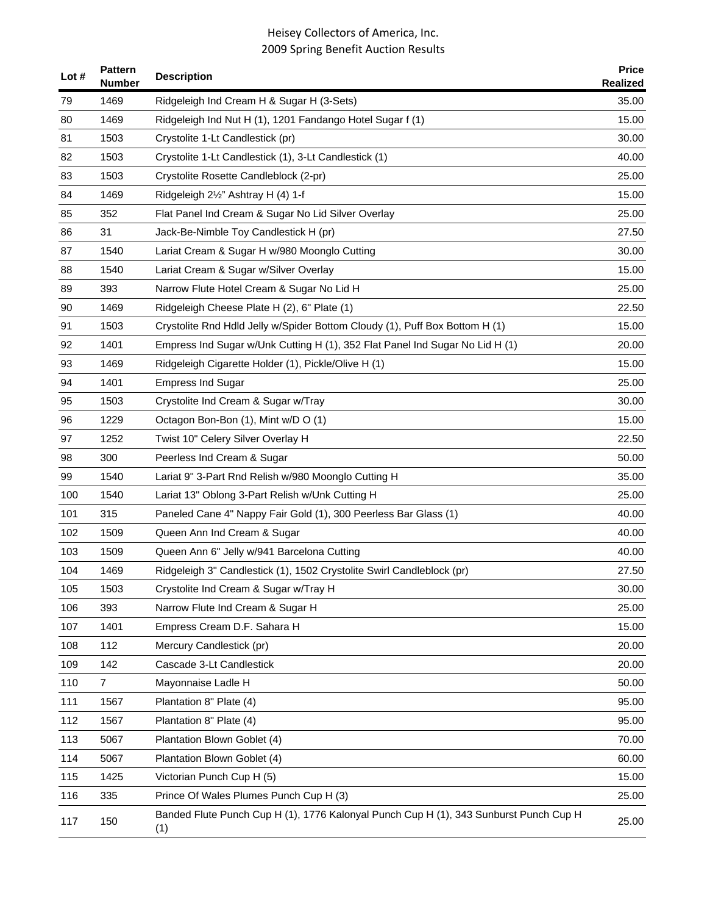Heisey Collectors of America, Inc.
2009 Spring Benefit Auction Results

| Lot # | Pattern Number | Description | Price Realized |
|---|---|---|---|
| 79 | 1469 | Ridgeleigh Ind Cream H & Sugar H (3-Sets) | 35.00 |
| 80 | 1469 | Ridgeleigh Ind Nut H (1), 1201 Fandango Hotel Sugar f (1) | 15.00 |
| 81 | 1503 | Crystolite 1-Lt Candlestick (pr) | 30.00 |
| 82 | 1503 | Crystolite 1-Lt Candlestick (1), 3-Lt Candlestick (1) | 40.00 |
| 83 | 1503 | Crystolite Rosette Candleblock (2-pr) | 25.00 |
| 84 | 1469 | Ridgeleigh 2½" Ashtray H (4) 1-f | 15.00 |
| 85 | 352 | Flat Panel Ind Cream & Sugar No Lid Silver Overlay | 25.00 |
| 86 | 31 | Jack-Be-Nimble Toy Candlestick H (pr) | 27.50 |
| 87 | 1540 | Lariat Cream & Sugar H w/980 Moonglo Cutting | 30.00 |
| 88 | 1540 | Lariat Cream & Sugar w/Silver Overlay | 15.00 |
| 89 | 393 | Narrow Flute Hotel Cream & Sugar No Lid H | 25.00 |
| 90 | 1469 | Ridgeleigh Cheese Plate H (2), 6" Plate (1) | 22.50 |
| 91 | 1503 | Crystolite Rnd Hdld Jelly w/Spider Bottom Cloudy (1), Puff Box Bottom H (1) | 15.00 |
| 92 | 1401 | Empress Ind Sugar w/Unk Cutting H (1), 352 Flat Panel Ind Sugar No Lid H (1) | 20.00 |
| 93 | 1469 | Ridgeleigh Cigarette Holder (1), Pickle/Olive H (1) | 15.00 |
| 94 | 1401 | Empress Ind Sugar | 25.00 |
| 95 | 1503 | Crystolite Ind Cream & Sugar w/Tray | 30.00 |
| 96 | 1229 | Octagon Bon-Bon (1), Mint w/D O (1) | 15.00 |
| 97 | 1252 | Twist 10" Celery Silver Overlay H | 22.50 |
| 98 | 300 | Peerless Ind Cream & Sugar | 50.00 |
| 99 | 1540 | Lariat 9" 3-Part Rnd Relish w/980 Moonglo Cutting H | 35.00 |
| 100 | 1540 | Lariat 13" Oblong 3-Part Relish w/Unk Cutting H | 25.00 |
| 101 | 315 | Paneled Cane 4" Nappy Fair Gold (1), 300 Peerless Bar Glass (1) | 40.00 |
| 102 | 1509 | Queen Ann Ind Cream & Sugar | 40.00 |
| 103 | 1509 | Queen Ann 6" Jelly w/941 Barcelona Cutting | 40.00 |
| 104 | 1469 | Ridgeleigh 3" Candlestick (1), 1502 Crystolite Swirl Candleblock (pr) | 27.50 |
| 105 | 1503 | Crystolite Ind Cream & Sugar w/Tray H | 30.00 |
| 106 | 393 | Narrow Flute Ind Cream & Sugar H | 25.00 |
| 107 | 1401 | Empress Cream D.F. Sahara H | 15.00 |
| 108 | 112 | Mercury Candlestick (pr) | 20.00 |
| 109 | 142 | Cascade 3-Lt Candlestick | 20.00 |
| 110 | 7 | Mayonnaise Ladle H | 50.00 |
| 111 | 1567 | Plantation 8" Plate (4) | 95.00 |
| 112 | 1567 | Plantation 8" Plate (4) | 95.00 |
| 113 | 5067 | Plantation Blown Goblet (4) | 70.00 |
| 114 | 5067 | Plantation Blown Goblet (4) | 60.00 |
| 115 | 1425 | Victorian Punch Cup H (5) | 15.00 |
| 116 | 335 | Prince Of Wales Plumes Punch Cup H (3) | 25.00 |
| 117 | 150 | Banded Flute Punch Cup H (1), 1776 Kalonyal Punch Cup H (1), 343 Sunburst Punch Cup H (1) | 25.00 |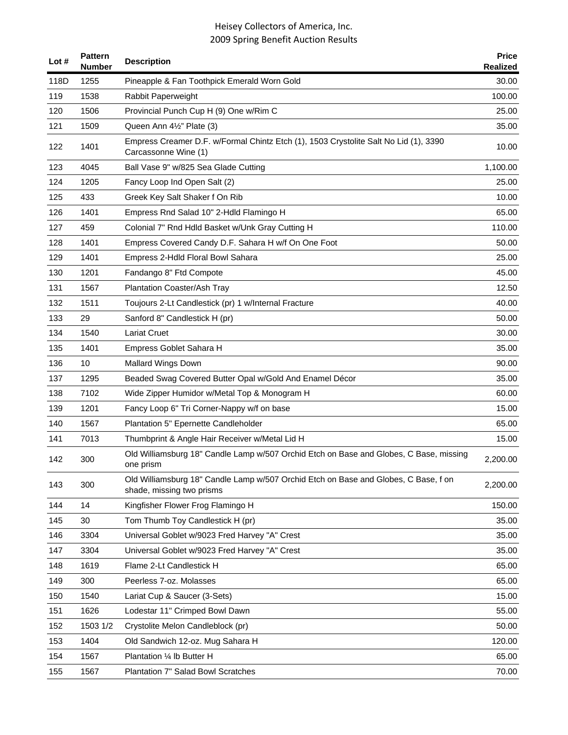# Heisey Collectors of America, Inc.
## 2009 Spring Benefit Auction Results

| Lot # | Pattern Number | Description | Price Realized |
|---|---|---|---|
| 118D | 1255 | Pineapple & Fan Toothpick Emerald Worn Gold | 30.00 |
| 119 | 1538 | Rabbit Paperweight | 100.00 |
| 120 | 1506 | Provincial Punch Cup H (9) One w/Rim C | 25.00 |
| 121 | 1509 | Queen Ann 4½" Plate (3) | 35.00 |
| 122 | 1401 | Empress Creamer D.F. w/Formal Chintz Etch (1), 1503 Crystolite Salt No Lid (1), 3390 Carcassonne Wine (1) | 10.00 |
| 123 | 4045 | Ball Vase 9" w/825 Sea Glade Cutting | 1,100.00 |
| 124 | 1205 | Fancy Loop Ind Open Salt (2) | 25.00 |
| 125 | 433 | Greek Key Salt Shaker f On Rib | 10.00 |
| 126 | 1401 | Empress Rnd Salad 10" 2-Hdld Flamingo H | 65.00 |
| 127 | 459 | Colonial 7" Rnd Hdld Basket w/Unk Gray Cutting H | 110.00 |
| 128 | 1401 | Empress Covered Candy D.F. Sahara H w/f On One Foot | 50.00 |
| 129 | 1401 | Empress 2-Hdld Floral Bowl Sahara | 25.00 |
| 130 | 1201 | Fandango 8" Ftd Compote | 45.00 |
| 131 | 1567 | Plantation Coaster/Ash Tray | 12.50 |
| 132 | 1511 | Toujours 2-Lt Candlestick (pr) 1 w/Internal Fracture | 40.00 |
| 133 | 29 | Sanford 8" Candlestick H (pr) | 50.00 |
| 134 | 1540 | Lariat Cruet | 30.00 |
| 135 | 1401 | Empress Goblet Sahara H | 35.00 |
| 136 | 10 | Mallard Wings Down | 90.00 |
| 137 | 1295 | Beaded Swag Covered Butter Opal w/Gold And Enamel Décor | 35.00 |
| 138 | 7102 | Wide Zipper Humidor w/Metal Top & Monogram H | 60.00 |
| 139 | 1201 | Fancy Loop 6" Tri Corner-Nappy w/f on base | 15.00 |
| 140 | 1567 | Plantation 5" Epernette Candleholder | 65.00 |
| 141 | 7013 | Thumbprint & Angle Hair Receiver w/Metal Lid H | 15.00 |
| 142 | 300 | Old Williamsburg 18" Candle Lamp w/507 Orchid Etch on Base and Globes, C Base, missing one prism | 2,200.00 |
| 143 | 300 | Old Williamsburg 18" Candle Lamp w/507 Orchid Etch on Base and Globes, C Base, f on shade, missing two prisms | 2,200.00 |
| 144 | 14 | Kingfisher Flower Frog Flamingo H | 150.00 |
| 145 | 30 | Tom Thumb Toy Candlestick H (pr) | 35.00 |
| 146 | 3304 | Universal Goblet w/9023 Fred Harvey "A" Crest | 35.00 |
| 147 | 3304 | Universal Goblet w/9023 Fred Harvey "A" Crest | 35.00 |
| 148 | 1619 | Flame 2-Lt Candlestick H | 65.00 |
| 149 | 300 | Peerless 7-oz. Molasses | 65.00 |
| 150 | 1540 | Lariat Cup & Saucer (3-Sets) | 15.00 |
| 151 | 1626 | Lodestar 11" Crimped Bowl Dawn | 55.00 |
| 152 | 1503 1/2 | Crystolite Melon Candleblock (pr) | 50.00 |
| 153 | 1404 | Old Sandwich 12-oz. Mug Sahara H | 120.00 |
| 154 | 1567 | Plantation ¼ lb Butter H | 65.00 |
| 155 | 1567 | Plantation 7" Salad Bowl Scratches | 70.00 |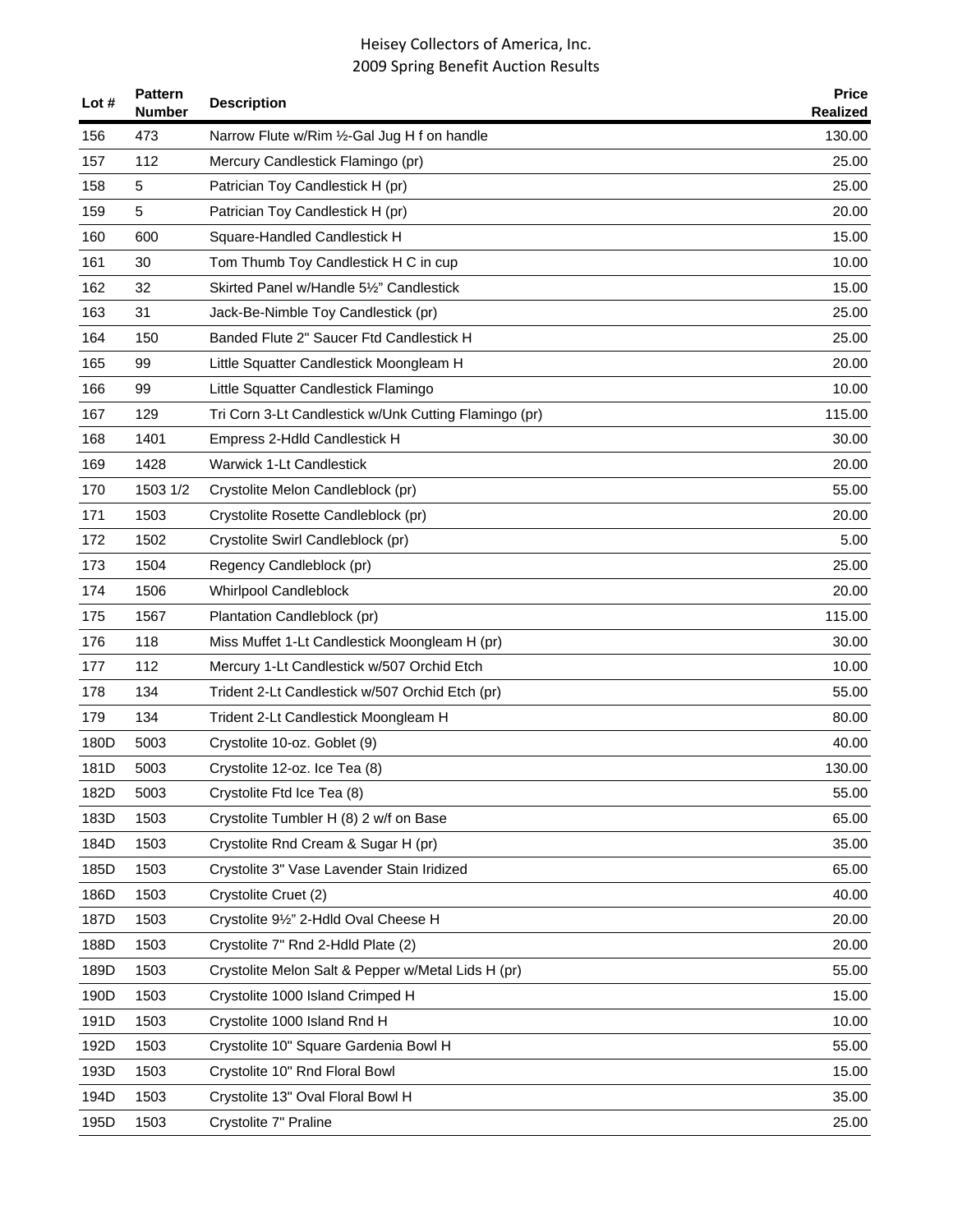| Lot # | Pattern Number | Description | Price Realized |
|---|---|---|---|
| 156 | 473 | Narrow Flute w/Rim ½-Gal Jug H f on handle | 130.00 |
| 157 | 112 | Mercury Candlestick Flamingo (pr) | 25.00 |
| 158 | 5 | Patrician Toy Candlestick H (pr) | 25.00 |
| 159 | 5 | Patrician Toy Candlestick H (pr) | 20.00 |
| 160 | 600 | Square-Handled Candlestick H | 15.00 |
| 161 | 30 | Tom Thumb Toy Candlestick H C in cup | 10.00 |
| 162 | 32 | Skirted Panel w/Handle 5½" Candlestick | 15.00 |
| 163 | 31 | Jack-Be-Nimble Toy Candlestick (pr) | 25.00 |
| 164 | 150 | Banded Flute 2" Saucer Ftd Candlestick H | 25.00 |
| 165 | 99 | Little Squatter Candlestick Moongleam H | 20.00 |
| 166 | 99 | Little Squatter Candlestick Flamingo | 10.00 |
| 167 | 129 | Tri Corn 3-Lt Candlestick w/Unk Cutting Flamingo (pr) | 115.00 |
| 168 | 1401 | Empress 2-Hdld Candlestick H | 30.00 |
| 169 | 1428 | Warwick 1-Lt Candlestick | 20.00 |
| 170 | 1503 1/2 | Crystolite Melon Candleblock (pr) | 55.00 |
| 171 | 1503 | Crystolite Rosette Candleblock (pr) | 20.00 |
| 172 | 1502 | Crystolite Swirl Candleblock (pr) | 5.00 |
| 173 | 1504 | Regency Candleblock (pr) | 25.00 |
| 174 | 1506 | Whirlpool Candleblock | 20.00 |
| 175 | 1567 | Plantation Candleblock (pr) | 115.00 |
| 176 | 118 | Miss Muffet 1-Lt Candlestick Moongleam H (pr) | 30.00 |
| 177 | 112 | Mercury 1-Lt Candlestick w/507 Orchid Etch | 10.00 |
| 178 | 134 | Trident 2-Lt Candlestick w/507 Orchid Etch (pr) | 55.00 |
| 179 | 134 | Trident 2-Lt Candlestick Moongleam H | 80.00 |
| 180D | 5003 | Crystolite 10-oz. Goblet (9) | 40.00 |
| 181D | 5003 | Crystolite 12-oz. Ice Tea (8) | 130.00 |
| 182D | 5003 | Crystolite Ftd Ice Tea (8) | 55.00 |
| 183D | 1503 | Crystolite Tumbler H (8) 2 w/f on Base | 65.00 |
| 184D | 1503 | Crystolite Rnd Cream & Sugar H (pr) | 35.00 |
| 185D | 1503 | Crystolite 3" Vase Lavender Stain Iridized | 65.00 |
| 186D | 1503 | Crystolite Cruet (2) | 40.00 |
| 187D | 1503 | Crystolite 9½" 2-Hdld Oval Cheese H | 20.00 |
| 188D | 1503 | Crystolite 7" Rnd 2-Hdld Plate (2) | 20.00 |
| 189D | 1503 | Crystolite Melon Salt & Pepper w/Metal Lids H (pr) | 55.00 |
| 190D | 1503 | Crystolite 1000 Island Crimped H | 15.00 |
| 191D | 1503 | Crystolite 1000 Island Rnd H | 10.00 |
| 192D | 1503 | Crystolite 10" Square Gardenia Bowl H | 55.00 |
| 193D | 1503 | Crystolite 10" Rnd Floral Bowl | 15.00 |
| 194D | 1503 | Crystolite 13" Oval Floral Bowl H | 35.00 |
| 195D | 1503 | Crystolite 7" Praline | 25.00 |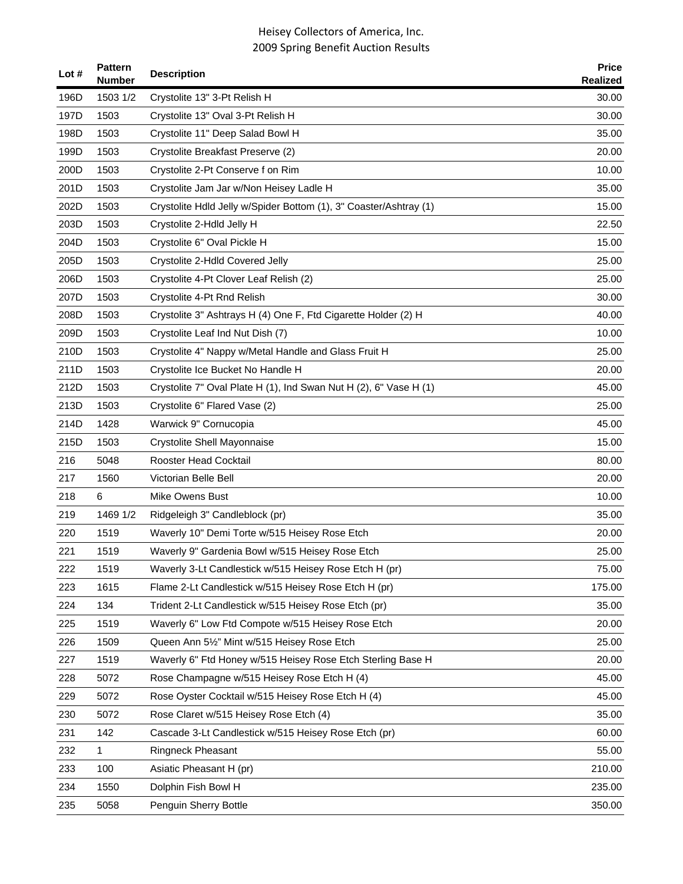# Heisey Collectors of America, Inc.
## 2009 Spring Benefit Auction Results

| Lot # | Pattern Number | Description | Price Realized |
|---|---|---|---|
| 196D | 1503 1/2 | Crystolite 13" 3-Pt Relish H | 30.00 |
| 197D | 1503 | Crystolite 13" Oval 3-Pt Relish H | 30.00 |
| 198D | 1503 | Crystolite 11" Deep Salad Bowl H | 35.00 |
| 199D | 1503 | Crystolite Breakfast Preserve (2) | 20.00 |
| 200D | 1503 | Crystolite 2-Pt Conserve f on Rim | 10.00 |
| 201D | 1503 | Crystolite Jam Jar w/Non Heisey Ladle H | 35.00 |
| 202D | 1503 | Crystolite Hdld Jelly w/Spider Bottom (1), 3" Coaster/Ashtray (1) | 15.00 |
| 203D | 1503 | Crystolite 2-Hdld Jelly H | 22.50 |
| 204D | 1503 | Crystolite 6" Oval Pickle H | 15.00 |
| 205D | 1503 | Crystolite 2-Hdld Covered Jelly | 25.00 |
| 206D | 1503 | Crystolite 4-Pt Clover Leaf Relish (2) | 25.00 |
| 207D | 1503 | Crystolite 4-Pt Rnd Relish | 30.00 |
| 208D | 1503 | Crystolite 3" Ashtrays H (4) One F, Ftd Cigarette Holder (2) H | 40.00 |
| 209D | 1503 | Crystolite Leaf Ind Nut Dish (7) | 10.00 |
| 210D | 1503 | Crystolite 4" Nappy w/Metal Handle and Glass Fruit H | 25.00 |
| 211D | 1503 | Crystolite Ice Bucket No Handle H | 20.00 |
| 212D | 1503 | Crystolite 7" Oval Plate H (1), Ind Swan Nut H (2), 6" Vase H (1) | 45.00 |
| 213D | 1503 | Crystolite 6" Flared Vase (2) | 25.00 |
| 214D | 1428 | Warwick 9" Cornucopia | 45.00 |
| 215D | 1503 | Crystolite Shell Mayonnaise | 15.00 |
| 216 | 5048 | Rooster Head Cocktail | 80.00 |
| 217 | 1560 | Victorian Belle Bell | 20.00 |
| 218 | 6 | Mike Owens Bust | 10.00 |
| 219 | 1469 1/2 | Ridgeleigh 3" Candleblock (pr) | 35.00 |
| 220 | 1519 | Waverly 10" Demi Torte w/515 Heisey Rose Etch | 20.00 |
| 221 | 1519 | Waverly 9" Gardenia Bowl w/515 Heisey Rose Etch | 25.00 |
| 222 | 1519 | Waverly 3-Lt Candlestick w/515 Heisey Rose Etch H (pr) | 75.00 |
| 223 | 1615 | Flame 2-Lt Candlestick w/515 Heisey Rose Etch H (pr) | 175.00 |
| 224 | 134 | Trident 2-Lt Candlestick w/515 Heisey Rose Etch (pr) | 35.00 |
| 225 | 1519 | Waverly 6" Low Ftd Compote w/515 Heisey Rose Etch | 20.00 |
| 226 | 1509 | Queen Ann 5½" Mint w/515 Heisey Rose Etch | 25.00 |
| 227 | 1519 | Waverly 6" Ftd Honey w/515 Heisey Rose Etch Sterling Base H | 20.00 |
| 228 | 5072 | Rose Champagne w/515 Heisey Rose Etch H (4) | 45.00 |
| 229 | 5072 | Rose Oyster Cocktail w/515 Heisey Rose Etch H (4) | 45.00 |
| 230 | 5072 | Rose Claret w/515 Heisey Rose Etch (4) | 35.00 |
| 231 | 142 | Cascade 3-Lt Candlestick w/515 Heisey Rose Etch (pr) | 60.00 |
| 232 | 1 | Ringneck Pheasant | 55.00 |
| 233 | 100 | Asiatic Pheasant H (pr) | 210.00 |
| 234 | 1550 | Dolphin Fish Bowl H | 235.00 |
| 235 | 5058 | Penguin Sherry Bottle | 350.00 |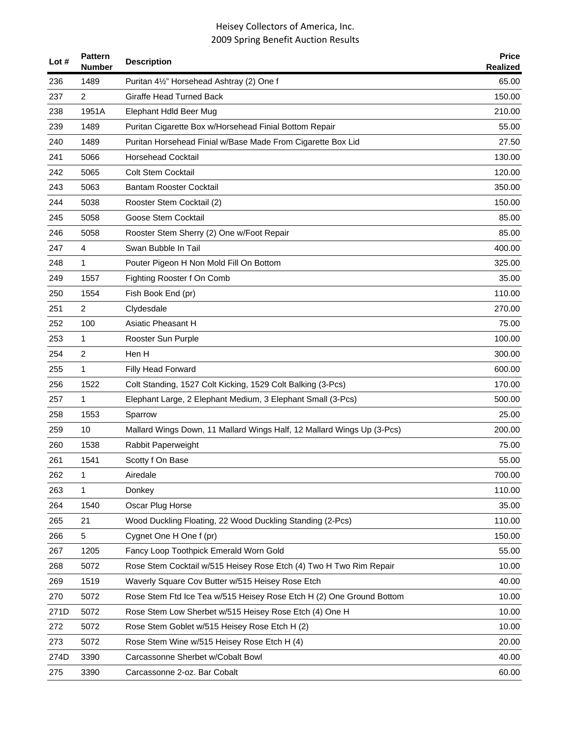# Heisey Collectors of America, Inc.
## 2009 Spring Benefit Auction Results

| Lot # | Pattern Number | Description | Price Realized |
|---|---|---|---|
| 236 | 1489 | Puritan 4½" Horsehead Ashtray (2) One f | 65.00 |
| 237 | 2 | Giraffe Head Turned Back | 150.00 |
| 238 | 1951A | Elephant Hdld Beer Mug | 210.00 |
| 239 | 1489 | Puritan Cigarette Box w/Horsehead Finial Bottom Repair | 55.00 |
| 240 | 1489 | Puritan Horsehead Finial w/Base Made From Cigarette Box Lid | 27.50 |
| 241 | 5066 | Horsehead Cocktail | 130.00 |
| 242 | 5065 | Colt Stem Cocktail | 120.00 |
| 243 | 5063 | Bantam Rooster Cocktail | 350.00 |
| 244 | 5038 | Rooster Stem Cocktail (2) | 150.00 |
| 245 | 5058 | Goose Stem Cocktail | 85.00 |
| 246 | 5058 | Rooster Stem Sherry (2) One w/Foot Repair | 85.00 |
| 247 | 4 | Swan Bubble In Tail | 400.00 |
| 248 | 1 | Pouter Pigeon H Non Mold Fill On Bottom | 325.00 |
| 249 | 1557 | Fighting Rooster f On Comb | 35.00 |
| 250 | 1554 | Fish Book End (pr) | 110.00 |
| 251 | 2 | Clydesdale | 270.00 |
| 252 | 100 | Asiatic Pheasant H | 75.00 |
| 253 | 1 | Rooster Sun Purple | 100.00 |
| 254 | 2 | Hen H | 300.00 |
| 255 | 1 | Filly Head Forward | 600.00 |
| 256 | 1522 | Colt Standing, 1527 Colt Kicking, 1529 Colt Balking (3-Pcs) | 170.00 |
| 257 | 1 | Elephant Large, 2 Elephant Medium, 3 Elephant Small (3-Pcs) | 500.00 |
| 258 | 1553 | Sparrow | 25.00 |
| 259 | 10 | Mallard Wings Down, 11 Mallard Wings Half, 12 Mallard Wings Up (3-Pcs) | 200.00 |
| 260 | 1538 | Rabbit Paperweight | 75.00 |
| 261 | 1541 | Scotty f On Base | 55.00 |
| 262 | 1 | Airedale | 700.00 |
| 263 | 1 | Donkey | 110.00 |
| 264 | 1540 | Oscar Plug Horse | 35.00 |
| 265 | 21 | Wood Duckling Floating, 22 Wood Duckling Standing (2-Pcs) | 110.00 |
| 266 | 5 | Cygnet One H One f (pr) | 150.00 |
| 267 | 1205 | Fancy Loop Toothpick Emerald Worn Gold | 55.00 |
| 268 | 5072 | Rose Stem Cocktail w/515 Heisey Rose Etch (4) Two H Two Rim Repair | 10.00 |
| 269 | 1519 | Waverly Square Cov Butter w/515 Heisey Rose Etch | 40.00 |
| 270 | 5072 | Rose Stem Ftd Ice Tea w/515 Heisey Rose Etch H (2) One Ground Bottom | 10.00 |
| 271D | 5072 | Rose Stem Low Sherbet w/515 Heisey Rose Etch (4) One H | 10.00 |
| 272 | 5072 | Rose Stem Goblet w/515 Heisey Rose Etch H (2) | 10.00 |
| 273 | 5072 | Rose Stem Wine w/515 Heisey Rose Etch H (4) | 20.00 |
| 274D | 3390 | Carcassonne Sherbet w/Cobalt Bowl | 40.00 |
| 275 | 3390 | Carcassonne 2-oz. Bar Cobalt | 60.00 |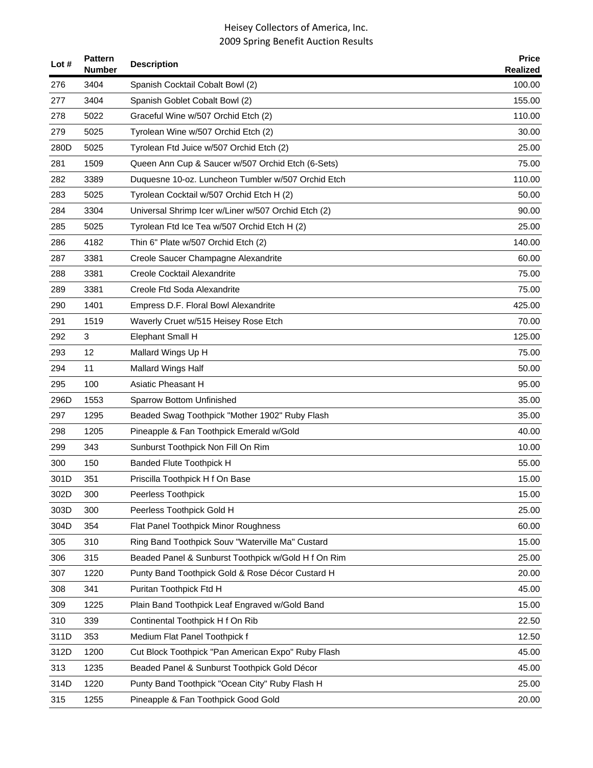| Lot # | Pattern Number | Description | Price Realized |
|---|---|---|---|
| 276 | 3404 | Spanish Cocktail Cobalt Bowl (2) | 100.00 |
| 277 | 3404 | Spanish Goblet Cobalt Bowl (2) | 155.00 |
| 278 | 5022 | Graceful Wine w/507 Orchid Etch (2) | 110.00 |
| 279 | 5025 | Tyrolean Wine w/507 Orchid Etch (2) | 30.00 |
| 280D | 5025 | Tyrolean Ftd Juice w/507 Orchid Etch (2) | 25.00 |
| 281 | 1509 | Queen Ann Cup & Saucer w/507 Orchid Etch (6-Sets) | 75.00 |
| 282 | 3389 | Duquesne 10-oz. Luncheon Tumbler w/507 Orchid Etch | 110.00 |
| 283 | 5025 | Tyrolean Cocktail w/507 Orchid Etch H (2) | 50.00 |
| 284 | 3304 | Universal Shrimp Icer w/Liner w/507 Orchid Etch (2) | 90.00 |
| 285 | 5025 | Tyrolean Ftd Ice Tea w/507 Orchid Etch H (2) | 25.00 |
| 286 | 4182 | Thin 6" Plate w/507 Orchid Etch (2) | 140.00 |
| 287 | 3381 | Creole Saucer Champagne Alexandrite | 60.00 |
| 288 | 3381 | Creole Cocktail Alexandrite | 75.00 |
| 289 | 3381 | Creole Ftd Soda Alexandrite | 75.00 |
| 290 | 1401 | Empress D.F. Floral Bowl Alexandrite | 425.00 |
| 291 | 1519 | Waverly Cruet w/515 Heisey Rose Etch | 70.00 |
| 292 | 3 | Elephant Small H | 125.00 |
| 293 | 12 | Mallard Wings Up H | 75.00 |
| 294 | 11 | Mallard Wings Half | 50.00 |
| 295 | 100 | Asiatic Pheasant H | 95.00 |
| 296D | 1553 | Sparrow Bottom Unfinished | 35.00 |
| 297 | 1295 | Beaded Swag Toothpick "Mother 1902" Ruby Flash | 35.00 |
| 298 | 1205 | Pineapple & Fan Toothpick Emerald w/Gold | 40.00 |
| 299 | 343 | Sunburst Toothpick Non Fill On Rim | 10.00 |
| 300 | 150 | Banded Flute Toothpick H | 55.00 |
| 301D | 351 | Priscilla Toothpick H f On Base | 15.00 |
| 302D | 300 | Peerless Toothpick | 15.00 |
| 303D | 300 | Peerless Toothpick Gold H | 25.00 |
| 304D | 354 | Flat Panel Toothpick Minor Roughness | 60.00 |
| 305 | 310 | Ring Band Toothpick Souv "Waterville Ma" Custard | 15.00 |
| 306 | 315 | Beaded Panel & Sunburst Toothpick w/Gold H f On Rim | 25.00 |
| 307 | 1220 | Punty Band Toothpick Gold & Rose Décor Custard H | 20.00 |
| 308 | 341 | Puritan Toothpick Ftd H | 45.00 |
| 309 | 1225 | Plain Band Toothpick Leaf Engraved w/Gold Band | 15.00 |
| 310 | 339 | Continental Toothpick H f On Rib | 22.50 |
| 311D | 353 | Medium Flat Panel Toothpick f | 12.50 |
| 312D | 1200 | Cut Block Toothpick "Pan American Expo" Ruby Flash | 45.00 |
| 313 | 1235 | Beaded Panel & Sunburst Toothpick Gold Décor | 45.00 |
| 314D | 1220 | Punty Band Toothpick "Ocean City" Ruby Flash H | 25.00 |
| 315 | 1255 | Pineapple & Fan Toothpick Good Gold | 20.00 |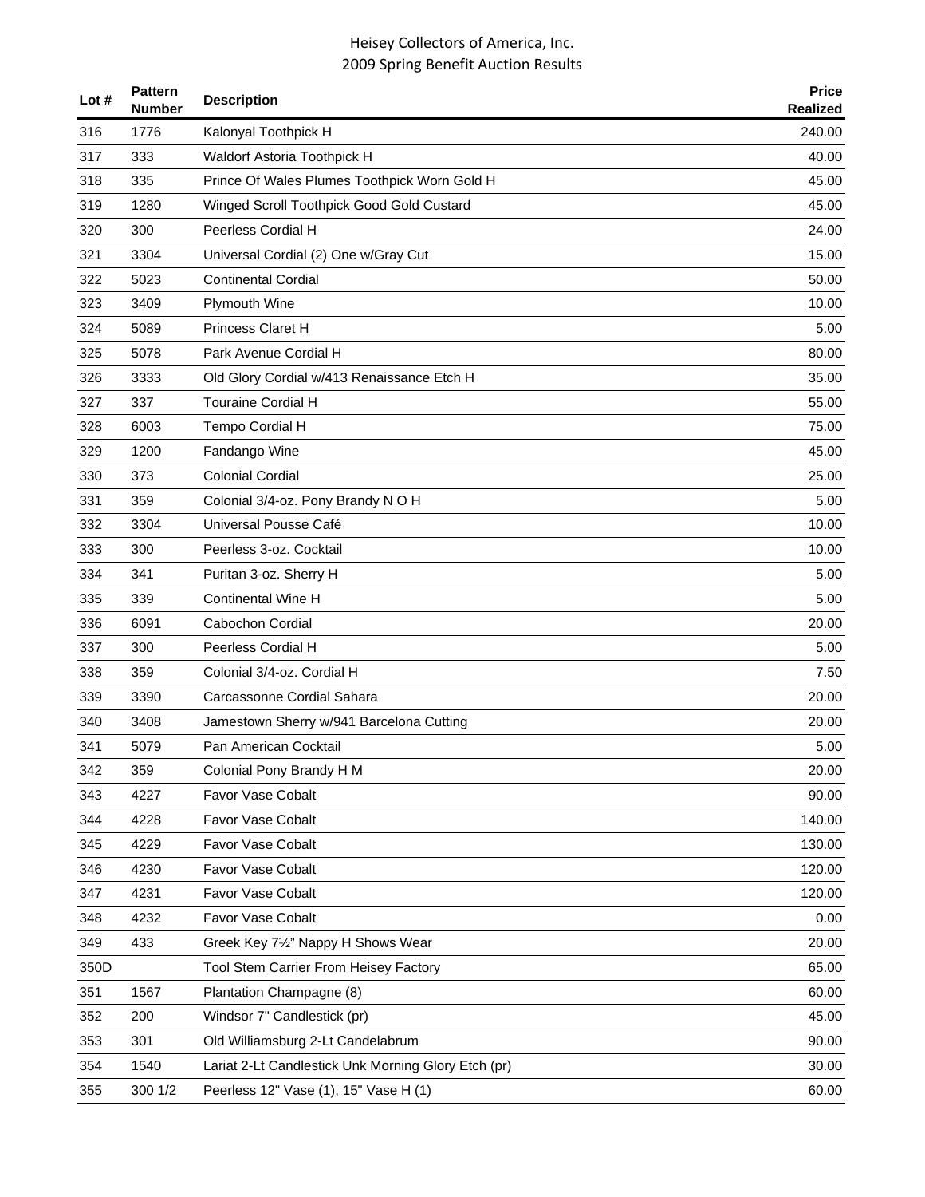# Heisey Collectors of America, Inc.
## 2009 Spring Benefit Auction Results

| Lot # | Pattern Number | Description | Price Realized |
|---|---|---|---|
| 316 | 1776 | Kalonyal Toothpick H | 240.00 |
| 317 | 333 | Waldorf Astoria Toothpick H | 40.00 |
| 318 | 335 | Prince Of Wales Plumes Toothpick Worn Gold H | 45.00 |
| 319 | 1280 | Winged Scroll Toothpick Good Gold Custard | 45.00 |
| 320 | 300 | Peerless Cordial H | 24.00 |
| 321 | 3304 | Universal Cordial (2) One w/Gray Cut | 15.00 |
| 322 | 5023 | Continental Cordial | 50.00 |
| 323 | 3409 | Plymouth Wine | 10.00 |
| 324 | 5089 | Princess Claret H | 5.00 |
| 325 | 5078 | Park Avenue Cordial H | 80.00 |
| 326 | 3333 | Old Glory Cordial w/413 Renaissance Etch H | 35.00 |
| 327 | 337 | Touraine Cordial H | 55.00 |
| 328 | 6003 | Tempo Cordial H | 75.00 |
| 329 | 1200 | Fandango Wine | 45.00 |
| 330 | 373 | Colonial Cordial | 25.00 |
| 331 | 359 | Colonial 3/4-oz. Pony Brandy N O H | 5.00 |
| 332 | 3304 | Universal Pousse Café | 10.00 |
| 333 | 300 | Peerless 3-oz. Cocktail | 10.00 |
| 334 | 341 | Puritan 3-oz. Sherry H | 5.00 |
| 335 | 339 | Continental Wine H | 5.00 |
| 336 | 6091 | Cabochon Cordial | 20.00 |
| 337 | 300 | Peerless Cordial H | 5.00 |
| 338 | 359 | Colonial 3/4-oz. Cordial H | 7.50 |
| 339 | 3390 | Carcassonne Cordial Sahara | 20.00 |
| 340 | 3408 | Jamestown Sherry w/941 Barcelona Cutting | 20.00 |
| 341 | 5079 | Pan American Cocktail | 5.00 |
| 342 | 359 | Colonial Pony Brandy H M | 20.00 |
| 343 | 4227 | Favor Vase Cobalt | 90.00 |
| 344 | 4228 | Favor Vase Cobalt | 140.00 |
| 345 | 4229 | Favor Vase Cobalt | 130.00 |
| 346 | 4230 | Favor Vase Cobalt | 120.00 |
| 347 | 4231 | Favor Vase Cobalt | 120.00 |
| 348 | 4232 | Favor Vase Cobalt | 0.00 |
| 349 | 433 | Greek Key 7½" Nappy H Shows Wear | 20.00 |
| 350D | | Tool Stem Carrier From Heisey Factory | 65.00 |
| 351 | 1567 | Plantation Champagne (8) | 60.00 |
| 352 | 200 | Windsor 7" Candlestick (pr) | 45.00 |
| 353 | 301 | Old Williamsburg 2-Lt Candelabrum | 90.00 |
| 354 | 1540 | Lariat 2-Lt Candlestick Unk Morning Glory Etch (pr) | 30.00 |
| 355 | 300 1/2 | Peerless 12" Vase (1), 15" Vase H (1) | 60.00 |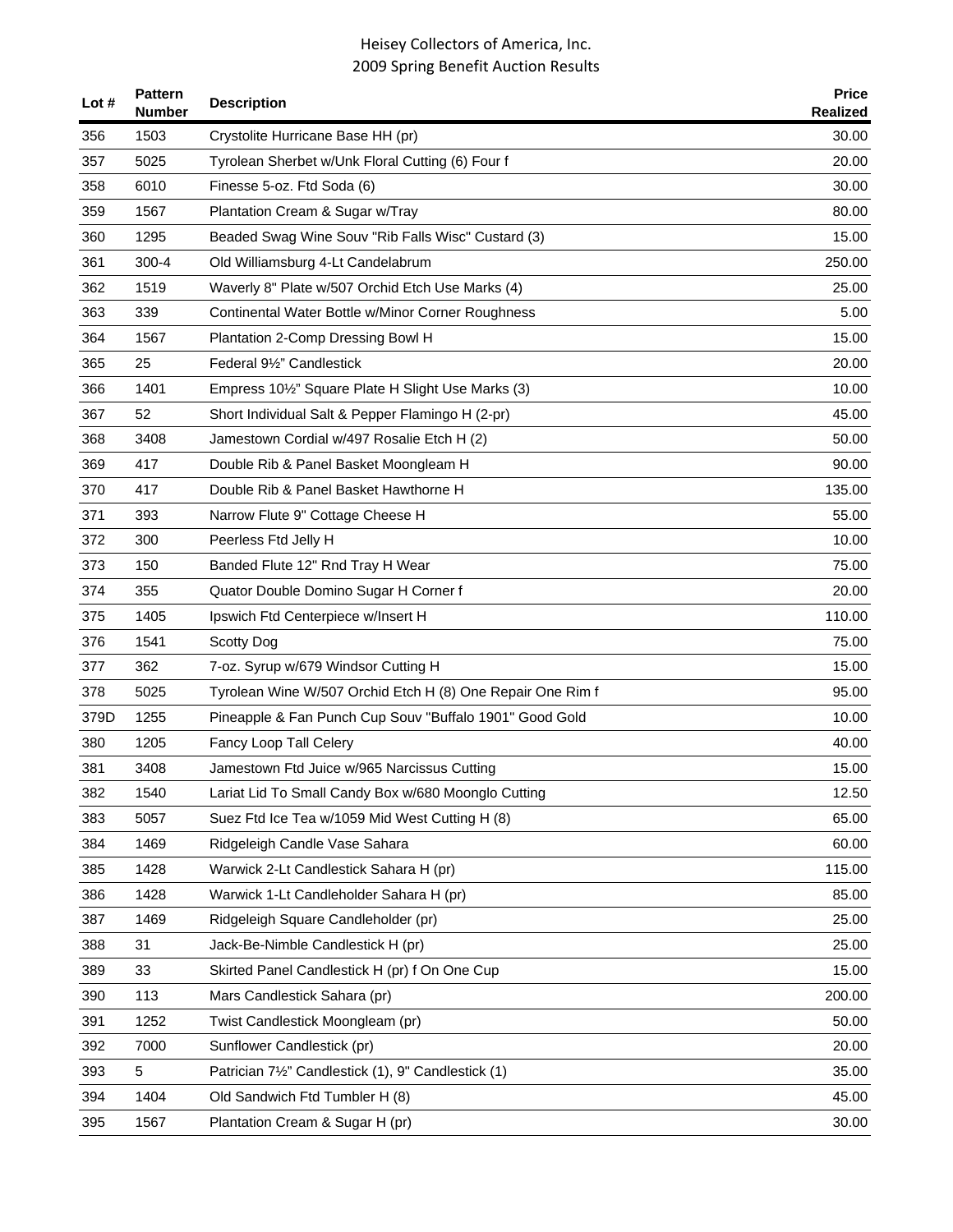| Lot # | Pattern Number | Description | Price Realized |
|---|---|---|---|
| 356 | 1503 | Crystolite Hurricane Base HH (pr) | 30.00 |
| 357 | 5025 | Tyrolean Sherbet w/Unk Floral Cutting (6) Four f | 20.00 |
| 358 | 6010 | Finesse 5-oz. Ftd Soda (6) | 30.00 |
| 359 | 1567 | Plantation Cream & Sugar w/Tray | 80.00 |
| 360 | 1295 | Beaded Swag Wine Souv "Rib Falls Wisc" Custard (3) | 15.00 |
| 361 | 300-4 | Old Williamsburg 4-Lt Candelabrum | 250.00 |
| 362 | 1519 | Waverly 8" Plate w/507 Orchid Etch Use Marks (4) | 25.00 |
| 363 | 339 | Continental Water Bottle w/Minor Corner Roughness | 5.00 |
| 364 | 1567 | Plantation 2-Comp Dressing Bowl H | 15.00 |
| 365 | 25 | Federal 9½" Candlestick | 20.00 |
| 366 | 1401 | Empress 10½" Square Plate H Slight Use Marks (3) | 10.00 |
| 367 | 52 | Short Individual Salt & Pepper Flamingo H (2-pr) | 45.00 |
| 368 | 3408 | Jamestown Cordial w/497 Rosalie Etch H (2) | 50.00 |
| 369 | 417 | Double Rib & Panel Basket Moongleam H | 90.00 |
| 370 | 417 | Double Rib & Panel Basket Hawthorne H | 135.00 |
| 371 | 393 | Narrow Flute 9" Cottage Cheese H | 55.00 |
| 372 | 300 | Peerless Ftd Jelly H | 10.00 |
| 373 | 150 | Banded Flute 12" Rnd Tray H Wear | 75.00 |
| 374 | 355 | Quator Double Domino Sugar H Corner f | 20.00 |
| 375 | 1405 | Ipswich Ftd Centerpiece w/Insert H | 110.00 |
| 376 | 1541 | Scotty Dog | 75.00 |
| 377 | 362 | 7-oz. Syrup w/679 Windsor Cutting H | 15.00 |
| 378 | 5025 | Tyrolean Wine W/507 Orchid Etch H (8) One Repair One Rim f | 95.00 |
| 379D | 1255 | Pineapple & Fan Punch Cup Souv "Buffalo 1901" Good Gold | 10.00 |
| 380 | 1205 | Fancy Loop Tall Celery | 40.00 |
| 381 | 3408 | Jamestown Ftd Juice w/965 Narcissus Cutting | 15.00 |
| 382 | 1540 | Lariat Lid To Small Candy Box w/680 Moonglo Cutting | 12.50 |
| 383 | 5057 | Suez Ftd Ice Tea w/1059 Mid West Cutting H (8) | 65.00 |
| 384 | 1469 | Ridgeleigh Candle Vase Sahara | 60.00 |
| 385 | 1428 | Warwick 2-Lt Candlestick Sahara H (pr) | 115.00 |
| 386 | 1428 | Warwick 1-Lt Candleholder Sahara H (pr) | 85.00 |
| 387 | 1469 | Ridgeleigh Square Candleholder (pr) | 25.00 |
| 388 | 31 | Jack-Be-Nimble Candlestick H (pr) | 25.00 |
| 389 | 33 | Skirted Panel Candlestick H (pr) f On One Cup | 15.00 |
| 390 | 113 | Mars Candlestick Sahara (pr) | 200.00 |
| 391 | 1252 | Twist Candlestick Moongleam (pr) | 50.00 |
| 392 | 7000 | Sunflower Candlestick (pr) | 20.00 |
| 393 | 5 | Patrician 7½" Candlestick (1), 9" Candlestick (1) | 35.00 |
| 394 | 1404 | Old Sandwich Ftd Tumbler H (8) | 45.00 |
| 395 | 1567 | Plantation Cream & Sugar H (pr) | 30.00 |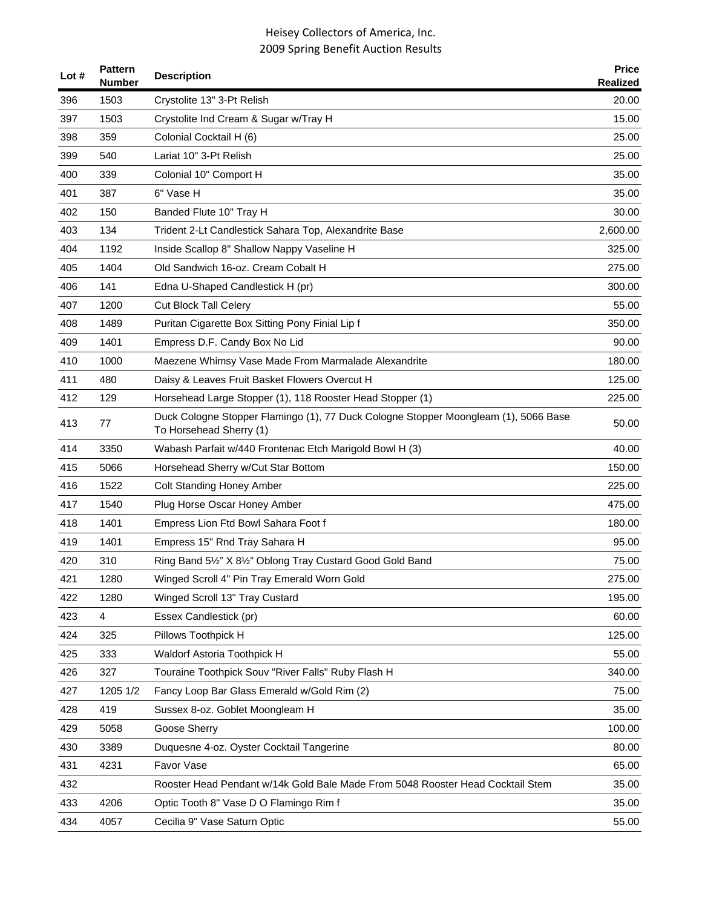| Lot # | Pattern Number | Description | Price Realized |
|---|---|---|---|
| 396 | 1503 | Crystolite 13" 3-Pt Relish | 20.00 |
| 397 | 1503 | Crystolite Ind Cream & Sugar w/Tray H | 15.00 |
| 398 | 359 | Colonial Cocktail H (6) | 25.00 |
| 399 | 540 | Lariat 10" 3-Pt Relish | 25.00 |
| 400 | 339 | Colonial 10" Comport H | 35.00 |
| 401 | 387 | 6" Vase H | 35.00 |
| 402 | 150 | Banded Flute 10" Tray H | 30.00 |
| 403 | 134 | Trident 2-Lt Candlestick Sahara Top, Alexandrite Base | 2,600.00 |
| 404 | 1192 | Inside Scallop 8" Shallow Nappy Vaseline H | 325.00 |
| 405 | 1404 | Old Sandwich 16-oz. Cream Cobalt H | 275.00 |
| 406 | 141 | Edna U-Shaped Candlestick H (pr) | 300.00 |
| 407 | 1200 | Cut Block Tall Celery | 55.00 |
| 408 | 1489 | Puritan Cigarette Box Sitting Pony Finial Lip f | 350.00 |
| 409 | 1401 | Empress D.F. Candy Box No Lid | 90.00 |
| 410 | 1000 | Maezene Whimsy Vase Made From Marmalade Alexandrite | 180.00 |
| 411 | 480 | Daisy & Leaves Fruit Basket Flowers Overcut H | 125.00 |
| 412 | 129 | Horsehead Large Stopper (1), 118 Rooster Head Stopper (1) | 225.00 |
| 413 | 77 | Duck Cologne Stopper Flamingo (1), 77 Duck Cologne Stopper Moongleam (1), 5066 Base To Horsehead Sherry (1) | 50.00 |
| 414 | 3350 | Wabash Parfait w/440 Frontenac Etch Marigold Bowl H (3) | 40.00 |
| 415 | 5066 | Horsehead Sherry w/Cut Star Bottom | 150.00 |
| 416 | 1522 | Colt Standing Honey Amber | 225.00 |
| 417 | 1540 | Plug Horse Oscar Honey Amber | 475.00 |
| 418 | 1401 | Empress Lion Ftd Bowl Sahara Foot f | 180.00 |
| 419 | 1401 | Empress 15" Rnd Tray Sahara H | 95.00 |
| 420 | 310 | Ring Band 5½" X 8½" Oblong Tray Custard Good Gold Band | 75.00 |
| 421 | 1280 | Winged Scroll 4" Pin Tray Emerald Worn Gold | 275.00 |
| 422 | 1280 | Winged Scroll 13" Tray Custard | 195.00 |
| 423 | 4 | Essex Candlestick (pr) | 60.00 |
| 424 | 325 | Pillows Toothpick H | 125.00 |
| 425 | 333 | Waldorf Astoria Toothpick H | 55.00 |
| 426 | 327 | Touraine Toothpick Souv "River Falls" Ruby Flash H | 340.00 |
| 427 | 1205 1/2 | Fancy Loop Bar Glass Emerald w/Gold Rim (2) | 75.00 |
| 428 | 419 | Sussex 8-oz. Goblet Moongleam H | 35.00 |
| 429 | 5058 | Goose Sherry | 100.00 |
| 430 | 3389 | Duquesne 4-oz. Oyster Cocktail Tangerine | 80.00 |
| 431 | 4231 | Favor Vase | 65.00 |
| 432 | | Rooster Head Pendant w/14k Gold Bale Made From 5048 Rooster Head Cocktail Stem | 35.00 |
| 433 | 4206 | Optic Tooth 8" Vase D O Flamingo Rim f | 35.00 |
| 434 | 4057 | Cecilia 9" Vase Saturn Optic | 55.00 |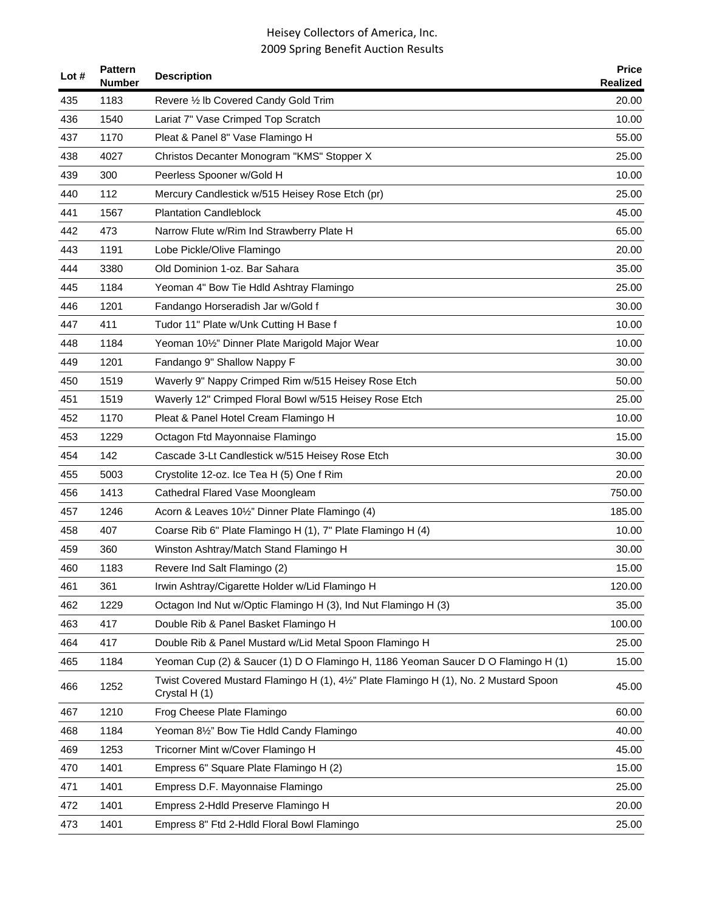| Lot # | Pattern Number | Description | Price Realized |
|---|---|---|---|
| 435 | 1183 | Revere ½ lb Covered Candy Gold Trim | 20.00 |
| 436 | 1540 | Lariat 7" Vase Crimped Top Scratch | 10.00 |
| 437 | 1170 | Pleat & Panel 8" Vase Flamingo H | 55.00 |
| 438 | 4027 | Christos Decanter Monogram "KMS" Stopper X | 25.00 |
| 439 | 300 | Peerless Spooner w/Gold H | 10.00 |
| 440 | 112 | Mercury Candlestick w/515 Heisey Rose Etch (pr) | 25.00 |
| 441 | 1567 | Plantation Candleblock | 45.00 |
| 442 | 473 | Narrow Flute w/Rim Ind Strawberry Plate H | 65.00 |
| 443 | 1191 | Lobe Pickle/Olive Flamingo | 20.00 |
| 444 | 3380 | Old Dominion 1-oz. Bar Sahara | 35.00 |
| 445 | 1184 | Yeoman 4" Bow Tie Hdld Ashtray Flamingo | 25.00 |
| 446 | 1201 | Fandango Horseradish Jar w/Gold f | 30.00 |
| 447 | 411 | Tudor 11" Plate w/Unk Cutting H Base f | 10.00 |
| 448 | 1184 | Yeoman 10½" Dinner Plate Marigold Major Wear | 10.00 |
| 449 | 1201 | Fandango 9" Shallow Nappy F | 30.00 |
| 450 | 1519 | Waverly 9" Nappy Crimped Rim w/515 Heisey Rose Etch | 50.00 |
| 451 | 1519 | Waverly 12" Crimped Floral Bowl w/515 Heisey Rose Etch | 25.00 |
| 452 | 1170 | Pleat & Panel Hotel Cream Flamingo H | 10.00 |
| 453 | 1229 | Octagon Ftd Mayonnaise Flamingo | 15.00 |
| 454 | 142 | Cascade 3-Lt Candlestick w/515 Heisey Rose Etch | 30.00 |
| 455 | 5003 | Crystolite 12-oz. Ice Tea H (5) One f Rim | 20.00 |
| 456 | 1413 | Cathedral Flared Vase Moongleam | 750.00 |
| 457 | 1246 | Acorn & Leaves 10½" Dinner Plate Flamingo (4) | 185.00 |
| 458 | 407 | Coarse Rib 6" Plate Flamingo H (1), 7" Plate Flamingo H (4) | 10.00 |
| 459 | 360 | Winston Ashtray/Match Stand Flamingo H | 30.00 |
| 460 | 1183 | Revere Ind Salt Flamingo (2) | 15.00 |
| 461 | 361 | Irwin Ashtray/Cigarette Holder w/Lid Flamingo H | 120.00 |
| 462 | 1229 | Octagon Ind Nut w/Optic Flamingo H (3), Ind Nut Flamingo H (3) | 35.00 |
| 463 | 417 | Double Rib & Panel Basket Flamingo H | 100.00 |
| 464 | 417 | Double Rib & Panel Mustard w/Lid Metal Spoon Flamingo H | 25.00 |
| 465 | 1184 | Yeoman Cup (2) & Saucer (1) D O Flamingo H, 1186 Yeoman Saucer D O Flamingo H (1) | 15.00 |
| 466 | 1252 | Twist Covered Mustard Flamingo H (1), 4½" Plate Flamingo H (1), No. 2 Mustard Spoon Crystal H (1) | 45.00 |
| 467 | 1210 | Frog Cheese Plate Flamingo | 60.00 |
| 468 | 1184 | Yeoman 8½" Bow Tie Hdld Candy Flamingo | 40.00 |
| 469 | 1253 | Tricorner Mint w/Cover Flamingo H | 45.00 |
| 470 | 1401 | Empress 6" Square Plate Flamingo H (2) | 15.00 |
| 471 | 1401 | Empress D.F. Mayonnaise Flamingo | 25.00 |
| 472 | 1401 | Empress 2-Hdld Preserve Flamingo H | 20.00 |
| 473 | 1401 | Empress 8" Ftd 2-Hdld Floral Bowl Flamingo | 25.00 |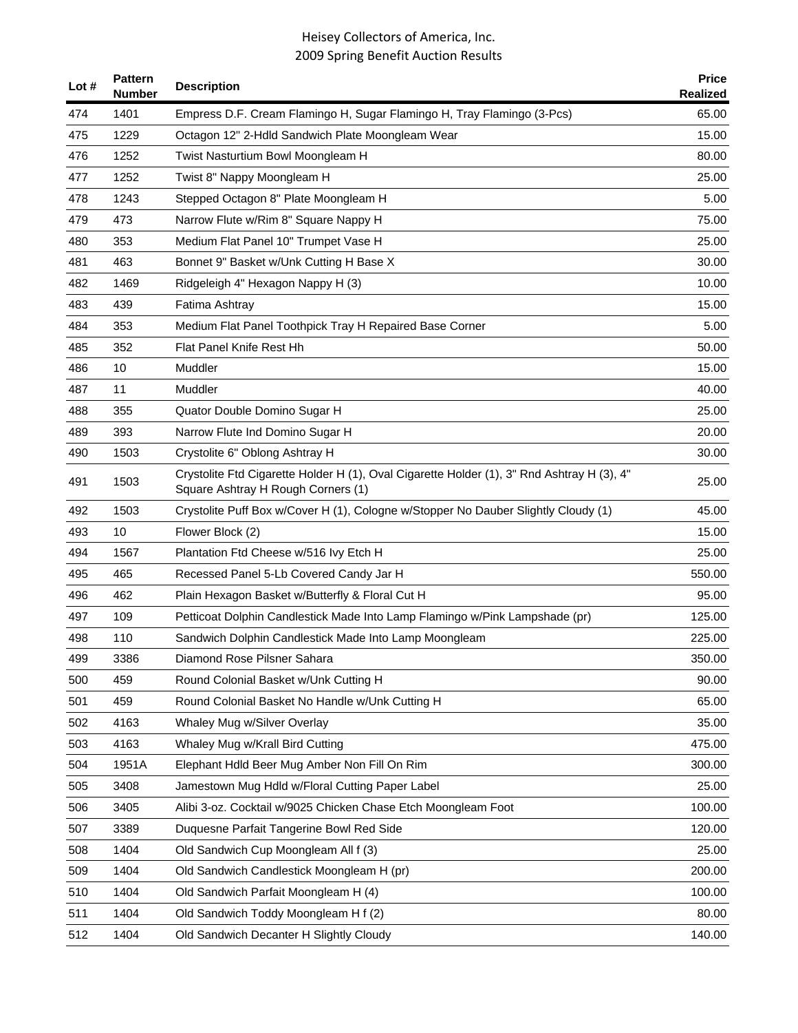| Lot # | Pattern Number | Description | Price Realized |
|---|---|---|---|
| 474 | 1401 | Empress D.F. Cream Flamingo H, Sugar Flamingo H, Tray Flamingo (3-Pcs) | 65.00 |
| 475 | 1229 | Octagon 12" 2-Hdld Sandwich Plate Moongleam Wear | 15.00 |
| 476 | 1252 | Twist Nasturtium Bowl Moongleam H | 80.00 |
| 477 | 1252 | Twist 8" Nappy Moongleam H | 25.00 |
| 478 | 1243 | Stepped Octagon 8" Plate Moongleam H | 5.00 |
| 479 | 473 | Narrow Flute w/Rim 8" Square Nappy H | 75.00 |
| 480 | 353 | Medium Flat Panel 10" Trumpet Vase H | 25.00 |
| 481 | 463 | Bonnet 9" Basket w/Unk Cutting H Base X | 30.00 |
| 482 | 1469 | Ridgeleigh 4" Hexagon Nappy H (3) | 10.00 |
| 483 | 439 | Fatima Ashtray | 15.00 |
| 484 | 353 | Medium Flat Panel Toothpick Tray H Repaired Base Corner | 5.00 |
| 485 | 352 | Flat Panel Knife Rest Hh | 50.00 |
| 486 | 10 | Muddler | 15.00 |
| 487 | 11 | Muddler | 40.00 |
| 488 | 355 | Quator Double Domino Sugar H | 25.00 |
| 489 | 393 | Narrow Flute Ind Domino Sugar H | 20.00 |
| 490 | 1503 | Crystolite 6" Oblong Ashtray H | 30.00 |
| 491 | 1503 | Crystolite Ftd Cigarette Holder H (1), Oval Cigarette Holder (1), 3" Rnd Ashtray H (3), 4" Square Ashtray H Rough Corners (1) | 25.00 |
| 492 | 1503 | Crystolite Puff Box w/Cover H (1), Cologne w/Stopper No Dauber Slightly Cloudy (1) | 45.00 |
| 493 | 10 | Flower Block (2) | 15.00 |
| 494 | 1567 | Plantation Ftd Cheese w/516 Ivy Etch H | 25.00 |
| 495 | 465 | Recessed Panel 5-Lb Covered Candy Jar H | 550.00 |
| 496 | 462 | Plain Hexagon Basket w/Butterfly & Floral Cut H | 95.00 |
| 497 | 109 | Petticoat Dolphin Candlestick Made Into Lamp Flamingo w/Pink Lampshade (pr) | 125.00 |
| 498 | 110 | Sandwich Dolphin Candlestick Made Into Lamp Moongleam | 225.00 |
| 499 | 3386 | Diamond Rose Pilsner Sahara | 350.00 |
| 500 | 459 | Round Colonial Basket w/Unk Cutting H | 90.00 |
| 501 | 459 | Round Colonial Basket No Handle w/Unk Cutting H | 65.00 |
| 502 | 4163 | Whaley Mug w/Silver Overlay | 35.00 |
| 503 | 4163 | Whaley Mug w/Krall Bird Cutting | 475.00 |
| 504 | 1951A | Elephant Hdld Beer Mug Amber Non Fill On Rim | 300.00 |
| 505 | 3408 | Jamestown Mug Hdld w/Floral Cutting Paper Label | 25.00 |
| 506 | 3405 | Alibi 3-oz. Cocktail w/9025 Chicken Chase Etch Moongleam Foot | 100.00 |
| 507 | 3389 | Duquesne Parfait Tangerine Bowl Red Side | 120.00 |
| 508 | 1404 | Old Sandwich Cup Moongleam All f (3) | 25.00 |
| 509 | 1404 | Old Sandwich Candlestick Moongleam H (pr) | 200.00 |
| 510 | 1404 | Old Sandwich Parfait Moongleam H (4) | 100.00 |
| 511 | 1404 | Old Sandwich Toddy Moongleam H f (2) | 80.00 |
| 512 | 1404 | Old Sandwich Decanter H Slightly Cloudy | 140.00 |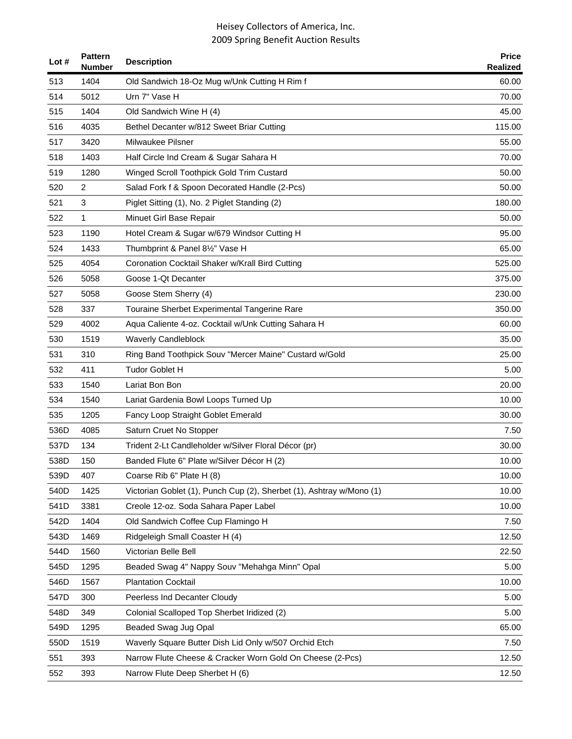| Lot # | Pattern Number | Description | Price Realized |
|---|---|---|---|
| 513 | 1404 | Old Sandwich 18-Oz Mug w/Unk Cutting H Rim f | 60.00 |
| 514 | 5012 | Urn 7" Vase H | 70.00 |
| 515 | 1404 | Old Sandwich Wine H (4) | 45.00 |
| 516 | 4035 | Bethel Decanter w/812 Sweet Briar Cutting | 115.00 |
| 517 | 3420 | Milwaukee Pilsner | 55.00 |
| 518 | 1403 | Half Circle Ind Cream & Sugar Sahara H | 70.00 |
| 519 | 1280 | Winged Scroll Toothpick Gold Trim Custard | 50.00 |
| 520 | 2 | Salad Fork f & Spoon Decorated Handle (2-Pcs) | 50.00 |
| 521 | 3 | Piglet Sitting (1), No. 2 Piglet Standing (2) | 180.00 |
| 522 | 1 | Minuet Girl Base Repair | 50.00 |
| 523 | 1190 | Hotel Cream & Sugar w/679 Windsor Cutting H | 95.00 |
| 524 | 1433 | Thumbprint & Panel 8½" Vase H | 65.00 |
| 525 | 4054 | Coronation Cocktail Shaker w/Krall Bird Cutting | 525.00 |
| 526 | 5058 | Goose 1-Qt Decanter | 375.00 |
| 527 | 5058 | Goose Stem Sherry (4) | 230.00 |
| 528 | 337 | Touraine Sherbet Experimental Tangerine Rare | 350.00 |
| 529 | 4002 | Aqua Caliente 4-oz. Cocktail w/Unk Cutting Sahara H | 60.00 |
| 530 | 1519 | Waverly Candleblock | 35.00 |
| 531 | 310 | Ring Band Toothpick Souv "Mercer Maine" Custard w/Gold | 25.00 |
| 532 | 411 | Tudor Goblet H | 5.00 |
| 533 | 1540 | Lariat Bon Bon | 20.00 |
| 534 | 1540 | Lariat Gardenia Bowl Loops Turned Up | 10.00 |
| 535 | 1205 | Fancy Loop Straight Goblet Emerald | 30.00 |
| 536D | 4085 | Saturn Cruet No Stopper | 7.50 |
| 537D | 134 | Trident 2-Lt Candleholder w/Silver Floral Décor (pr) | 30.00 |
| 538D | 150 | Banded Flute 6" Plate w/Silver Décor H (2) | 10.00 |
| 539D | 407 | Coarse Rib 6" Plate H (8) | 10.00 |
| 540D | 1425 | Victorian Goblet (1), Punch Cup (2), Sherbet (1), Ashtray w/Mono (1) | 10.00 |
| 541D | 3381 | Creole 12-oz. Soda Sahara Paper Label | 10.00 |
| 542D | 1404 | Old Sandwich Coffee Cup Flamingo H | 7.50 |
| 543D | 1469 | Ridgeleigh Small Coaster H (4) | 12.50 |
| 544D | 1560 | Victorian Belle Bell | 22.50 |
| 545D | 1295 | Beaded Swag 4" Nappy Souv "Mehahga Minn" Opal | 5.00 |
| 546D | 1567 | Plantation Cocktail | 10.00 |
| 547D | 300 | Peerless Ind Decanter Cloudy | 5.00 |
| 548D | 349 | Colonial Scalloped Top Sherbet Iridized (2) | 5.00 |
| 549D | 1295 | Beaded Swag Jug Opal | 65.00 |
| 550D | 1519 | Waverly Square Butter Dish Lid Only w/507 Orchid Etch | 7.50 |
| 551 | 393 | Narrow Flute Cheese & Cracker Worn Gold On Cheese (2-Pcs) | 12.50 |
| 552 | 393 | Narrow Flute Deep Sherbet H (6) | 12.50 |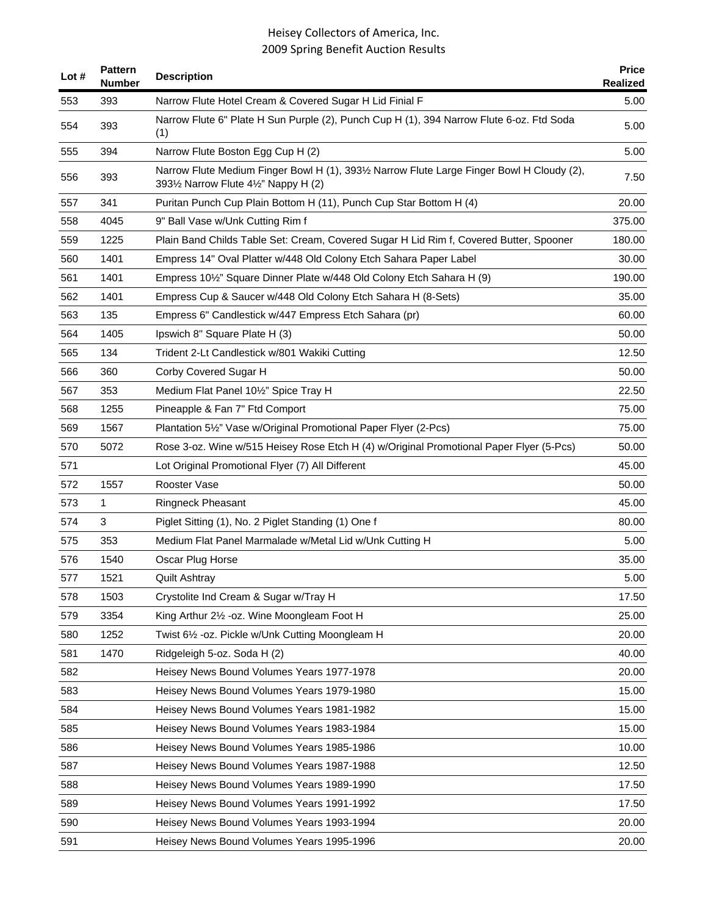| Lot # | Pattern Number | Description | Price Realized |
|---|---|---|---|
| 553 | 393 | Narrow Flute Hotel Cream & Covered Sugar H Lid Finial F | 5.00 |
| 554 | 393 | Narrow Flute 6" Plate H Sun Purple (2), Punch Cup H (1), 394 Narrow Flute 6-oz. Ftd Soda (1) | 5.00 |
| 555 | 394 | Narrow Flute Boston Egg Cup H (2) | 5.00 |
| 556 | 393 | Narrow Flute Medium Finger Bowl H (1), 393½ Narrow Flute Large Finger Bowl H Cloudy (2), 393½ Narrow Flute 4½" Nappy H (2) | 7.50 |
| 557 | 341 | Puritan Punch Cup Plain Bottom H (11), Punch Cup Star Bottom H (4) | 20.00 |
| 558 | 4045 | 9" Ball Vase w/Unk Cutting Rim f | 375.00 |
| 559 | 1225 | Plain Band Childs Table Set: Cream, Covered Sugar H Lid Rim f, Covered Butter, Spooner | 180.00 |
| 560 | 1401 | Empress 14" Oval Platter w/448 Old Colony Etch Sahara Paper Label | 30.00 |
| 561 | 1401 | Empress 10½" Square Dinner Plate w/448 Old Colony Etch Sahara H (9) | 190.00 |
| 562 | 1401 | Empress Cup & Saucer w/448 Old Colony Etch Sahara H (8-Sets) | 35.00 |
| 563 | 135 | Empress 6" Candlestick w/447 Empress Etch Sahara (pr) | 60.00 |
| 564 | 1405 | Ipswich 8" Square Plate H (3) | 50.00 |
| 565 | 134 | Trident 2-Lt Candlestick w/801 Wakiki Cutting | 12.50 |
| 566 | 360 | Corby Covered Sugar H | 50.00 |
| 567 | 353 | Medium Flat Panel 10½" Spice Tray H | 22.50 |
| 568 | 1255 | Pineapple & Fan 7" Ftd Comport | 75.00 |
| 569 | 1567 | Plantation 5½" Vase w/Original Promotional Paper Flyer (2-Pcs) | 75.00 |
| 570 | 5072 | Rose 3-oz. Wine w/515 Heisey Rose Etch H (4) w/Original Promotional Paper Flyer (5-Pcs) | 50.00 |
| 571 | | Lot Original Promotional Flyer (7) All Different | 45.00 |
| 572 | 1557 | Rooster Vase | 50.00 |
| 573 | 1 | Ringneck Pheasant | 45.00 |
| 574 | 3 | Piglet Sitting (1), No. 2 Piglet Standing (1) One f | 80.00 |
| 575 | 353 | Medium Flat Panel Marmalade w/Metal Lid w/Unk Cutting H | 5.00 |
| 576 | 1540 | Oscar Plug Horse | 35.00 |
| 577 | 1521 | Quilt Ashtray | 5.00 |
| 578 | 1503 | Crystolite Ind Cream & Sugar w/Tray H | 17.50 |
| 579 | 3354 | King Arthur 2½ -oz. Wine Moongleam Foot H | 25.00 |
| 580 | 1252 | Twist 6½ -oz. Pickle w/Unk Cutting Moongleam H | 20.00 |
| 581 | 1470 | Ridgeleigh 5-oz. Soda H (2) | 40.00 |
| 582 | | Heisey News Bound Volumes Years 1977-1978 | 20.00 |
| 583 | | Heisey News Bound Volumes Years 1979-1980 | 15.00 |
| 584 | | Heisey News Bound Volumes Years 1981-1982 | 15.00 |
| 585 | | Heisey News Bound Volumes Years 1983-1984 | 15.00 |
| 586 | | Heisey News Bound Volumes Years 1985-1986 | 10.00 |
| 587 | | Heisey News Bound Volumes Years 1987-1988 | 12.50 |
| 588 | | Heisey News Bound Volumes Years 1989-1990 | 17.50 |
| 589 | | Heisey News Bound Volumes Years 1991-1992 | 17.50 |
| 590 | | Heisey News Bound Volumes Years 1993-1994 | 20.00 |
| 591 | | Heisey News Bound Volumes Years 1995-1996 | 20.00 |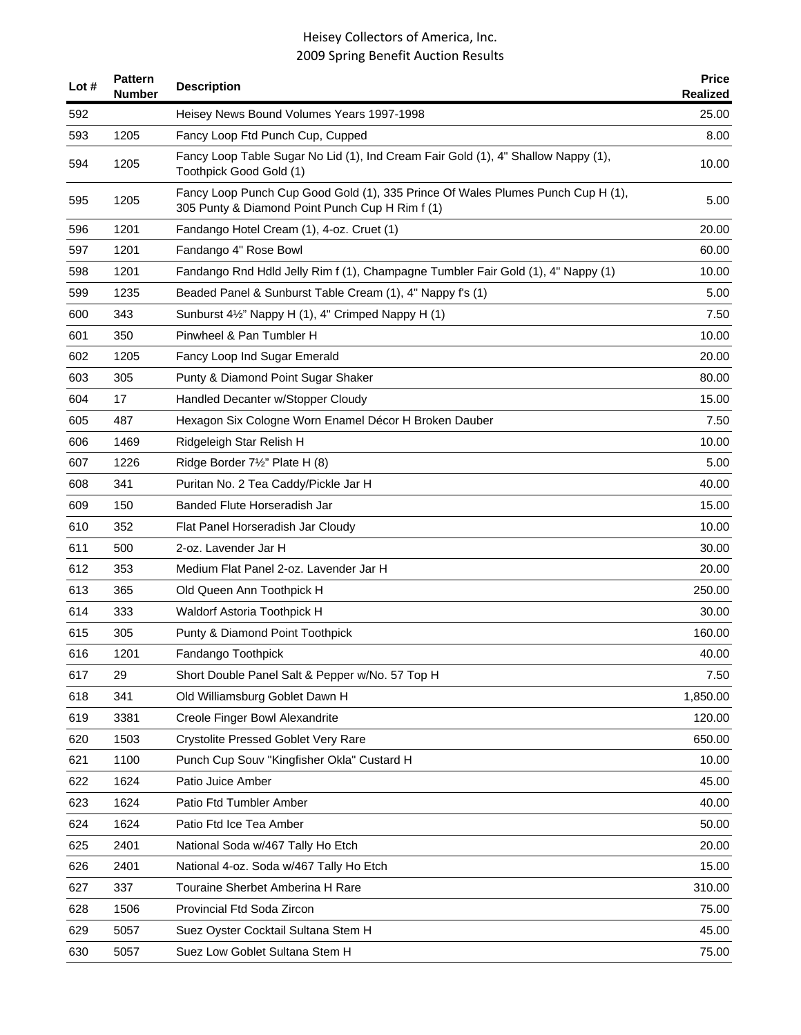| Lot # | Pattern Number | Description | Price Realized |
|---|---|---|---|
| 592 | | Heisey News Bound Volumes Years 1997-1998 | 25.00 |
| 593 | 1205 | Fancy Loop Ftd Punch Cup, Cupped | 8.00 |
| 594 | 1205 | Fancy Loop Table Sugar No Lid (1), Ind Cream Fair Gold (1), 4" Shallow Nappy (1), Toothpick Good Gold (1) | 10.00 |
| 595 | 1205 | Fancy Loop Punch Cup Good Gold (1), 335 Prince Of Wales Plumes Punch Cup H (1), 305 Punty & Diamond Point Punch Cup H Rim f (1) | 5.00 |
| 596 | 1201 | Fandango Hotel Cream (1), 4-oz. Cruet (1) | 20.00 |
| 597 | 1201 | Fandango 4" Rose Bowl | 60.00 |
| 598 | 1201 | Fandango Rnd Hdld Jelly Rim f (1), Champagne Tumbler Fair Gold (1), 4" Nappy (1) | 10.00 |
| 599 | 1235 | Beaded Panel & Sunburst Table Cream (1), 4" Nappy f's (1) | 5.00 |
| 600 | 343 | Sunburst 4½" Nappy H (1), 4" Crimped Nappy H (1) | 7.50 |
| 601 | 350 | Pinwheel & Pan Tumbler H | 10.00 |
| 602 | 1205 | Fancy Loop Ind Sugar Emerald | 20.00 |
| 603 | 305 | Punty & Diamond Point Sugar Shaker | 80.00 |
| 604 | 17 | Handled Decanter w/Stopper Cloudy | 15.00 |
| 605 | 487 | Hexagon Six Cologne Worn Enamel Décor H Broken Dauber | 7.50 |
| 606 | 1469 | Ridgeleigh Star Relish H | 10.00 |
| 607 | 1226 | Ridge Border 7½" Plate H (8) | 5.00 |
| 608 | 341 | Puritan No. 2 Tea Caddy/Pickle Jar H | 40.00 |
| 609 | 150 | Banded Flute Horseradish Jar | 15.00 |
| 610 | 352 | Flat Panel Horseradish Jar Cloudy | 10.00 |
| 611 | 500 | 2-oz. Lavender Jar H | 30.00 |
| 612 | 353 | Medium Flat Panel 2-oz. Lavender Jar H | 20.00 |
| 613 | 365 | Old Queen Ann Toothpick H | 250.00 |
| 614 | 333 | Waldorf Astoria Toothpick H | 30.00 |
| 615 | 305 | Punty & Diamond Point Toothpick | 160.00 |
| 616 | 1201 | Fandango Toothpick | 40.00 |
| 617 | 29 | Short Double Panel Salt & Pepper w/No. 57 Top H | 7.50 |
| 618 | 341 | Old Williamsburg Goblet Dawn H | 1,850.00 |
| 619 | 3381 | Creole Finger Bowl Alexandrite | 120.00 |
| 620 | 1503 | Crystolite Pressed Goblet Very Rare | 650.00 |
| 621 | 1100 | Punch Cup Souv "Kingfisher Okla" Custard H | 10.00 |
| 622 | 1624 | Patio Juice Amber | 45.00 |
| 623 | 1624 | Patio Ftd Tumbler Amber | 40.00 |
| 624 | 1624 | Patio Ftd Ice Tea Amber | 50.00 |
| 625 | 2401 | National Soda w/467 Tally Ho Etch | 20.00 |
| 626 | 2401 | National 4-oz. Soda w/467 Tally Ho Etch | 15.00 |
| 627 | 337 | Touraine Sherbet Amberina H Rare | 310.00 |
| 628 | 1506 | Provincial Ftd Soda Zircon | 75.00 |
| 629 | 5057 | Suez Oyster Cocktail Sultana Stem H | 45.00 |
| 630 | 5057 | Suez Low Goblet Sultana Stem H | 75.00 |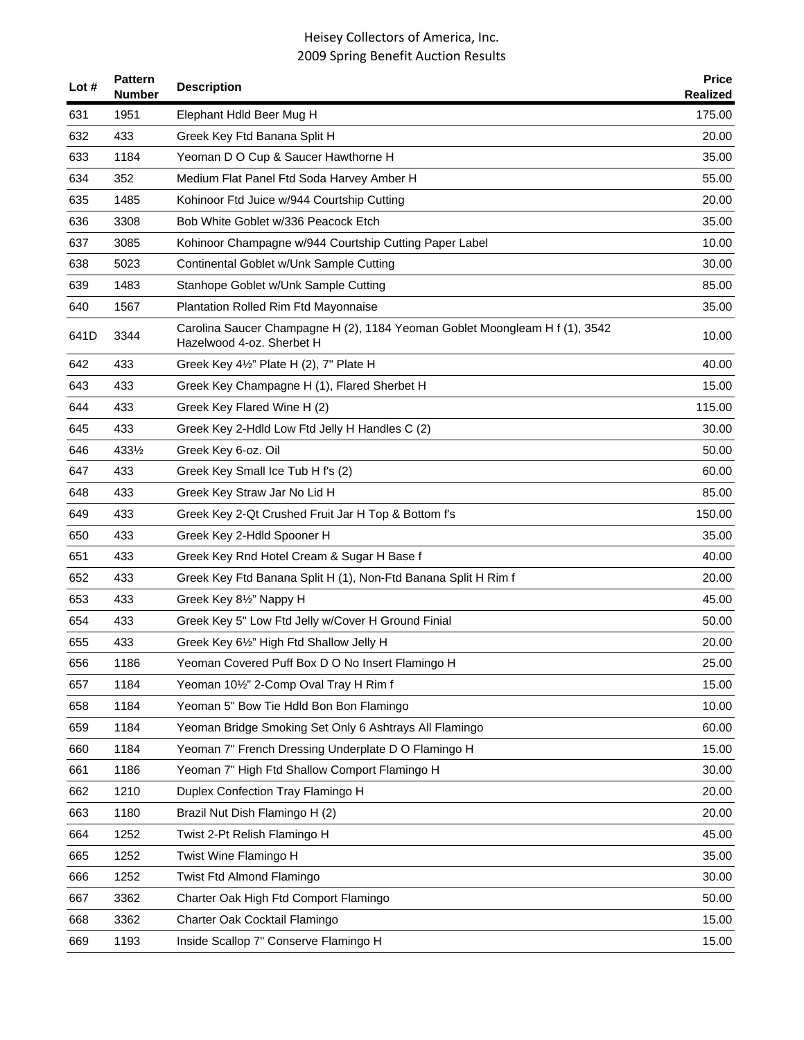| Lot # | Pattern Number | Description | Price Realized |
|---|---|---|---|
| 631 | 1951 | Elephant Hdld Beer Mug H | 175.00 |
| 632 | 433 | Greek Key Ftd Banana Split H | 20.00 |
| 633 | 1184 | Yeoman D O Cup & Saucer Hawthorne H | 35.00 |
| 634 | 352 | Medium Flat Panel Ftd Soda Harvey Amber H | 55.00 |
| 635 | 1485 | Kohinoor Ftd Juice w/944 Courtship Cutting | 20.00 |
| 636 | 3308 | Bob White Goblet w/336 Peacock Etch | 35.00 |
| 637 | 3085 | Kohinoor Champagne w/944 Courtship Cutting Paper Label | 10.00 |
| 638 | 5023 | Continental Goblet w/Unk Sample Cutting | 30.00 |
| 639 | 1483 | Stanhope Goblet w/Unk Sample Cutting | 85.00 |
| 640 | 1567 | Plantation Rolled Rim Ftd Mayonnaise | 35.00 |
| 641D | 3344 | Carolina Saucer Champagne H (2), 1184 Yeoman Goblet Moongleam H f (1), 3542 Hazelwood 4-oz. Sherbet H | 10.00 |
| 642 | 433 | Greek Key 4½" Plate H (2), 7" Plate H | 40.00 |
| 643 | 433 | Greek Key Champagne H (1), Flared Sherbet H | 15.00 |
| 644 | 433 | Greek Key Flared Wine H (2) | 115.00 |
| 645 | 433 | Greek Key 2-Hdld Low Ftd Jelly H Handles C (2) | 30.00 |
| 646 | 433½ | Greek Key 6-oz. Oil | 50.00 |
| 647 | 433 | Greek Key Small Ice Tub H f's (2) | 60.00 |
| 648 | 433 | Greek Key Straw Jar No Lid H | 85.00 |
| 649 | 433 | Greek Key 2-Qt Crushed Fruit Jar H Top & Bottom f's | 150.00 |
| 650 | 433 | Greek Key 2-Hdld Spooner H | 35.00 |
| 651 | 433 | Greek Key Rnd Hotel Cream & Sugar H Base f | 40.00 |
| 652 | 433 | Greek Key Ftd Banana Split H (1), Non-Ftd Banana Split H Rim f | 20.00 |
| 653 | 433 | Greek Key 8½" Nappy H | 45.00 |
| 654 | 433 | Greek Key 5" Low Ftd Jelly w/Cover H Ground Finial | 50.00 |
| 655 | 433 | Greek Key 6½" High Ftd Shallow Jelly H | 20.00 |
| 656 | 1186 | Yeoman Covered Puff Box D O No Insert Flamingo H | 25.00 |
| 657 | 1184 | Yeoman 10½" 2-Comp Oval Tray H Rim f | 15.00 |
| 658 | 1184 | Yeoman 5" Bow Tie Hdld Bon Bon Flamingo | 10.00 |
| 659 | 1184 | Yeoman Bridge Smoking Set Only 6 Ashtrays All Flamingo | 60.00 |
| 660 | 1184 | Yeoman 7" French Dressing Underplate D O Flamingo H | 15.00 |
| 661 | 1186 | Yeoman 7" High Ftd Shallow Comport Flamingo H | 30.00 |
| 662 | 1210 | Duplex Confection Tray Flamingo H | 20.00 |
| 663 | 1180 | Brazil Nut Dish Flamingo H (2) | 20.00 |
| 664 | 1252 | Twist 2-Pt Relish Flamingo H | 45.00 |
| 665 | 1252 | Twist Wine Flamingo H | 35.00 |
| 666 | 1252 | Twist Ftd Almond Flamingo | 30.00 |
| 667 | 3362 | Charter Oak High Ftd Comport Flamingo | 50.00 |
| 668 | 3362 | Charter Oak Cocktail Flamingo | 15.00 |
| 669 | 1193 | Inside Scallop 7" Conserve Flamingo H | 15.00 |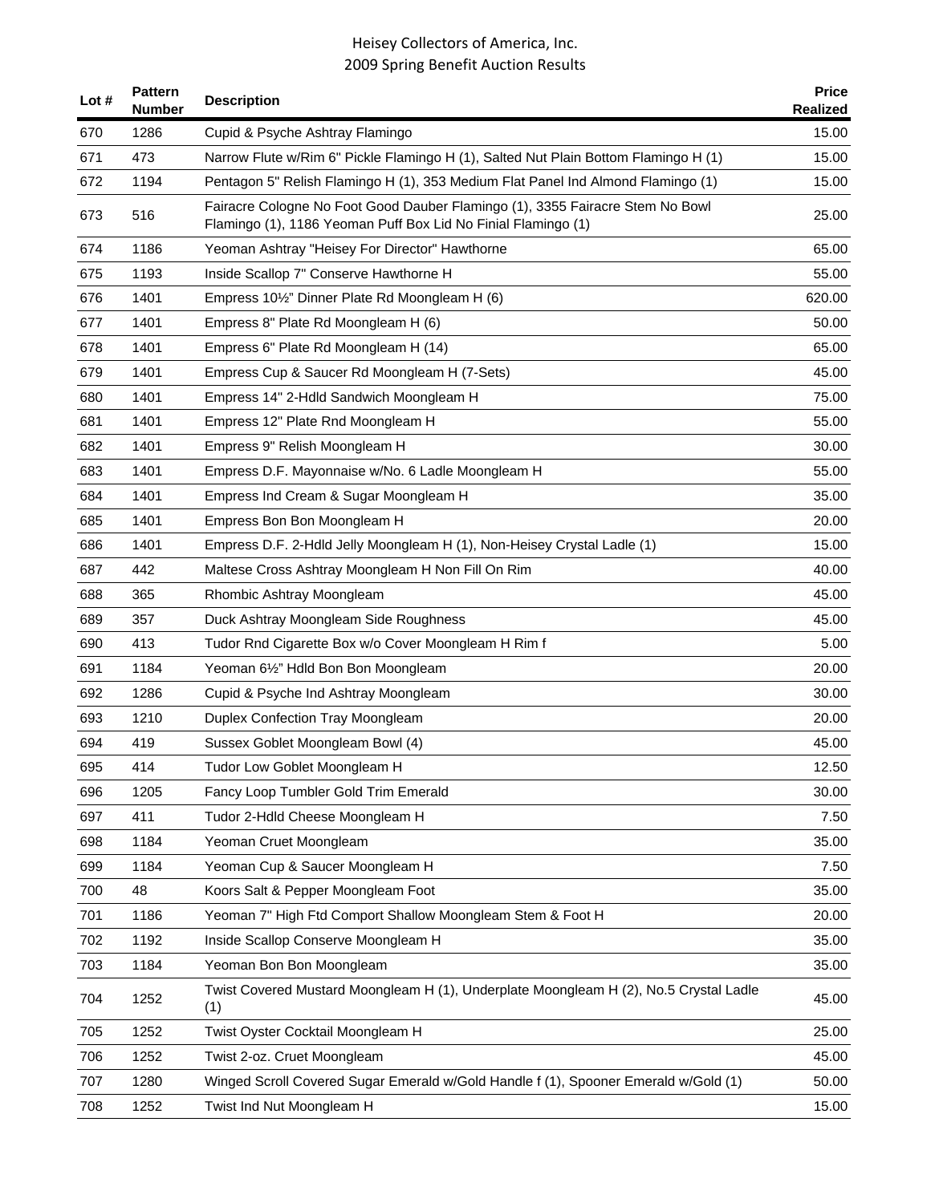# Heisey Collectors of America, Inc.
## 2009 Spring Benefit Auction Results

| Lot # | Pattern Number | Description | Price Realized |
|---|---|---|---|
| 670 | 1286 | Cupid & Psyche Ashtray Flamingo | 15.00 |
| 671 | 473 | Narrow Flute w/Rim 6" Pickle Flamingo H (1), Salted Nut Plain Bottom Flamingo H (1) | 15.00 |
| 672 | 1194 | Pentagon 5" Relish Flamingo H (1), 353 Medium Flat Panel Ind Almond Flamingo (1) | 15.00 |
| 673 | 516 | Fairacre Cologne No Foot Good Dauber Flamingo (1), 3355 Fairacre Stem No Bowl Flamingo (1), 1186 Yeoman Puff Box Lid No Finial Flamingo (1) | 25.00 |
| 674 | 1186 | Yeoman Ashtray "Heisey For Director" Hawthorne | 65.00 |
| 675 | 1193 | Inside Scallop 7" Conserve Hawthorne H | 55.00 |
| 676 | 1401 | Empress 10½" Dinner Plate Rd Moongleam H (6) | 620.00 |
| 677 | 1401 | Empress 8" Plate Rd Moongleam H (6) | 50.00 |
| 678 | 1401 | Empress 6" Plate Rd Moongleam H (14) | 65.00 |
| 679 | 1401 | Empress Cup & Saucer Rd Moongleam H (7-Sets) | 45.00 |
| 680 | 1401 | Empress 14" 2-Hdld Sandwich Moongleam H | 75.00 |
| 681 | 1401 | Empress 12" Plate Rnd Moongleam H | 55.00 |
| 682 | 1401 | Empress 9" Relish Moongleam H | 30.00 |
| 683 | 1401 | Empress D.F. Mayonnaise w/No. 6 Ladle Moongleam H | 55.00 |
| 684 | 1401 | Empress Ind Cream & Sugar Moongleam H | 35.00 |
| 685 | 1401 | Empress Bon Bon Moongleam H | 20.00 |
| 686 | 1401 | Empress D.F. 2-Hdld Jelly Moongleam H (1), Non-Heisey Crystal Ladle (1) | 15.00 |
| 687 | 442 | Maltese Cross Ashtray Moongleam H Non Fill On Rim | 40.00 |
| 688 | 365 | Rhombic Ashtray Moongleam | 45.00 |
| 689 | 357 | Duck Ashtray Moongleam Side Roughness | 45.00 |
| 690 | 413 | Tudor Rnd Cigarette Box w/o Cover Moongleam H Rim f | 5.00 |
| 691 | 1184 | Yeoman 6½" Hdld Bon Bon Moongleam | 20.00 |
| 692 | 1286 | Cupid & Psyche Ind Ashtray Moongleam | 30.00 |
| 693 | 1210 | Duplex Confection Tray Moongleam | 20.00 |
| 694 | 419 | Sussex Goblet Moongleam Bowl (4) | 45.00 |
| 695 | 414 | Tudor Low Goblet Moongleam H | 12.50 |
| 696 | 1205 | Fancy Loop Tumbler Gold Trim Emerald | 30.00 |
| 697 | 411 | Tudor 2-Hdld Cheese Moongleam H | 7.50 |
| 698 | 1184 | Yeoman Cruet Moongleam | 35.00 |
| 699 | 1184 | Yeoman Cup & Saucer Moongleam H | 7.50 |
| 700 | 48 | Koors Salt & Pepper Moongleam Foot | 35.00 |
| 701 | 1186 | Yeoman 7" High Ftd Comport Shallow Moongleam Stem & Foot H | 20.00 |
| 702 | 1192 | Inside Scallop Conserve Moongleam H | 35.00 |
| 703 | 1184 | Yeoman Bon Bon Moongleam | 35.00 |
| 704 | 1252 | Twist Covered Mustard Moongleam H (1), Underplate Moongleam H (2), No.5 Crystal Ladle (1) | 45.00 |
| 705 | 1252 | Twist Oyster Cocktail Moongleam H | 25.00 |
| 706 | 1252 | Twist 2-oz. Cruet Moongleam | 45.00 |
| 707 | 1280 | Winged Scroll Covered Sugar Emerald w/Gold Handle f (1), Spooner Emerald w/Gold (1) | 50.00 |
| 708 | 1252 | Twist Ind Nut Moongleam H | 15.00 |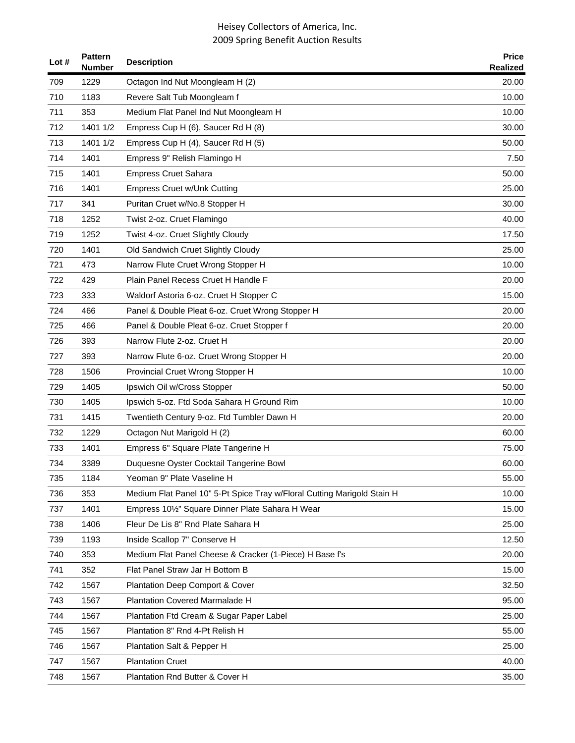| Lot # | Pattern Number | Description | Price Realized |
|---|---|---|---|
| 709 | 1229 | Octagon Ind Nut Moongleam H (2) | 20.00 |
| 710 | 1183 | Revere Salt Tub Moongleam f | 10.00 |
| 711 | 353 | Medium Flat Panel Ind Nut Moongleam H | 10.00 |
| 712 | 1401 1/2 | Empress Cup H (6), Saucer Rd H (8) | 30.00 |
| 713 | 1401 1/2 | Empress Cup H (4), Saucer Rd H (5) | 50.00 |
| 714 | 1401 | Empress 9" Relish Flamingo H | 7.50 |
| 715 | 1401 | Empress Cruet Sahara | 50.00 |
| 716 | 1401 | Empress Cruet w/Unk Cutting | 25.00 |
| 717 | 341 | Puritan Cruet w/No.8 Stopper H | 30.00 |
| 718 | 1252 | Twist 2-oz. Cruet Flamingo | 40.00 |
| 719 | 1252 | Twist 4-oz. Cruet Slightly Cloudy | 17.50 |
| 720 | 1401 | Old Sandwich Cruet Slightly Cloudy | 25.00 |
| 721 | 473 | Narrow Flute Cruet Wrong Stopper H | 10.00 |
| 722 | 429 | Plain Panel Recess Cruet H Handle F | 20.00 |
| 723 | 333 | Waldorf Astoria 6-oz. Cruet H Stopper C | 15.00 |
| 724 | 466 | Panel & Double Pleat 6-oz. Cruet Wrong Stopper H | 20.00 |
| 725 | 466 | Panel & Double Pleat 6-oz. Cruet Stopper f | 20.00 |
| 726 | 393 | Narrow Flute 2-oz. Cruet H | 20.00 |
| 727 | 393 | Narrow Flute 6-oz. Cruet Wrong Stopper H | 20.00 |
| 728 | 1506 | Provincial Cruet Wrong Stopper H | 10.00 |
| 729 | 1405 | Ipswich Oil w/Cross Stopper | 50.00 |
| 730 | 1405 | Ipswich 5-oz. Ftd Soda Sahara H Ground Rim | 10.00 |
| 731 | 1415 | Twentieth Century 9-oz. Ftd Tumbler Dawn H | 20.00 |
| 732 | 1229 | Octagon Nut Marigold H (2) | 60.00 |
| 733 | 1401 | Empress 6" Square Plate Tangerine H | 75.00 |
| 734 | 3389 | Duquesne Oyster Cocktail Tangerine Bowl | 60.00 |
| 735 | 1184 | Yeoman 9" Plate Vaseline H | 55.00 |
| 736 | 353 | Medium Flat Panel 10" 5-Pt Spice Tray w/Floral Cutting Marigold Stain H | 10.00 |
| 737 | 1401 | Empress 10½" Square Dinner Plate Sahara H Wear | 15.00 |
| 738 | 1406 | Fleur De Lis 8" Rnd Plate Sahara H | 25.00 |
| 739 | 1193 | Inside Scallop 7" Conserve H | 12.50 |
| 740 | 353 | Medium Flat Panel Cheese & Cracker (1-Piece) H Base f's | 20.00 |
| 741 | 352 | Flat Panel Straw Jar H Bottom B | 15.00 |
| 742 | 1567 | Plantation Deep Comport & Cover | 32.50 |
| 743 | 1567 | Plantation Covered Marmalade H | 95.00 |
| 744 | 1567 | Plantation Ftd Cream & Sugar Paper Label | 25.00 |
| 745 | 1567 | Plantation 8" Rnd 4-Pt Relish H | 55.00 |
| 746 | 1567 | Plantation Salt & Pepper H | 25.00 |
| 747 | 1567 | Plantation Cruet | 40.00 |
| 748 | 1567 | Plantation Rnd Butter & Cover H | 35.00 |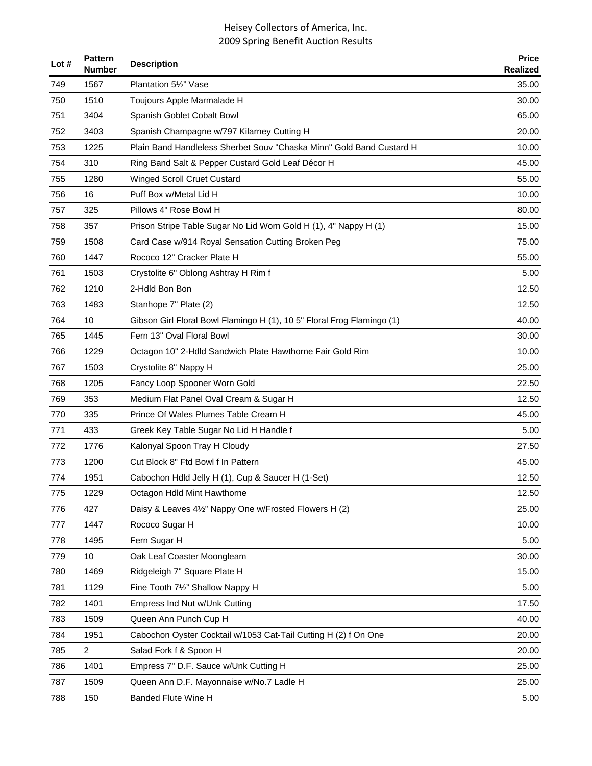# Heisey Collectors of America, Inc.
## 2009 Spring Benefit Auction Results

| Lot # | Pattern Number | Description | Price Realized |
|---|---|---|---|
| 749 | 1567 | Plantation 5½" Vase | 35.00 |
| 750 | 1510 | Toujours Apple Marmalade H | 30.00 |
| 751 | 3404 | Spanish Goblet Cobalt Bowl | 65.00 |
| 752 | 3403 | Spanish Champagne w/797 Kilarney Cutting H | 20.00 |
| 753 | 1225 | Plain Band Handleless Sherbet Souv "Chaska Minn" Gold Band Custard H | 10.00 |
| 754 | 310 | Ring Band Salt & Pepper Custard Gold Leaf Décor H | 45.00 |
| 755 | 1280 | Winged Scroll Cruet Custard | 55.00 |
| 756 | 16 | Puff Box w/Metal Lid H | 10.00 |
| 757 | 325 | Pillows 4" Rose Bowl H | 80.00 |
| 758 | 357 | Prison Stripe Table Sugar No Lid Worn Gold H (1), 4" Nappy H (1) | 15.00 |
| 759 | 1508 | Card Case w/914 Royal Sensation Cutting Broken Peg | 75.00 |
| 760 | 1447 | Rococo 12" Cracker Plate H | 55.00 |
| 761 | 1503 | Crystolite 6" Oblong Ashtray H Rim f | 5.00 |
| 762 | 1210 | 2-Hdld Bon Bon | 12.50 |
| 763 | 1483 | Stanhope 7" Plate (2) | 12.50 |
| 764 | 10 | Gibson Girl Floral Bowl Flamingo H (1), 10 5" Floral Frog Flamingo (1) | 40.00 |
| 765 | 1445 | Fern 13" Oval Floral Bowl | 30.00 |
| 766 | 1229 | Octagon 10" 2-Hdld Sandwich Plate Hawthorne Fair Gold Rim | 10.00 |
| 767 | 1503 | Crystolite 8" Nappy H | 25.00 |
| 768 | 1205 | Fancy Loop Spooner Worn Gold | 22.50 |
| 769 | 353 | Medium Flat Panel Oval Cream & Sugar H | 12.50 |
| 770 | 335 | Prince Of Wales Plumes Table Cream H | 45.00 |
| 771 | 433 | Greek Key Table Sugar No Lid H Handle f | 5.00 |
| 772 | 1776 | Kalonyal Spoon Tray H Cloudy | 27.50 |
| 773 | 1200 | Cut Block 8" Ftd Bowl f In Pattern | 45.00 |
| 774 | 1951 | Cabochon Hdld Jelly H (1), Cup & Saucer H (1-Set) | 12.50 |
| 775 | 1229 | Octagon Hdld Mint Hawthorne | 12.50 |
| 776 | 427 | Daisy & Leaves 4½" Nappy One w/Frosted Flowers H (2) | 25.00 |
| 777 | 1447 | Rococo Sugar H | 10.00 |
| 778 | 1495 | Fern Sugar H | 5.00 |
| 779 | 10 | Oak Leaf Coaster Moongleam | 30.00 |
| 780 | 1469 | Ridgeleigh 7" Square Plate H | 15.00 |
| 781 | 1129 | Fine Tooth 7½" Shallow Nappy H | 5.00 |
| 782 | 1401 | Empress Ind Nut w/Unk Cutting | 17.50 |
| 783 | 1509 | Queen Ann Punch Cup H | 40.00 |
| 784 | 1951 | Cabochon Oyster Cocktail w/1053 Cat-Tail Cutting H (2) f On One | 20.00 |
| 785 | 2 | Salad Fork f & Spoon H | 20.00 |
| 786 | 1401 | Empress 7" D.F. Sauce w/Unk Cutting H | 25.00 |
| 787 | 1509 | Queen Ann D.F. Mayonnaise w/No.7 Ladle H | 25.00 |
| 788 | 150 | Banded Flute Wine H | 5.00 |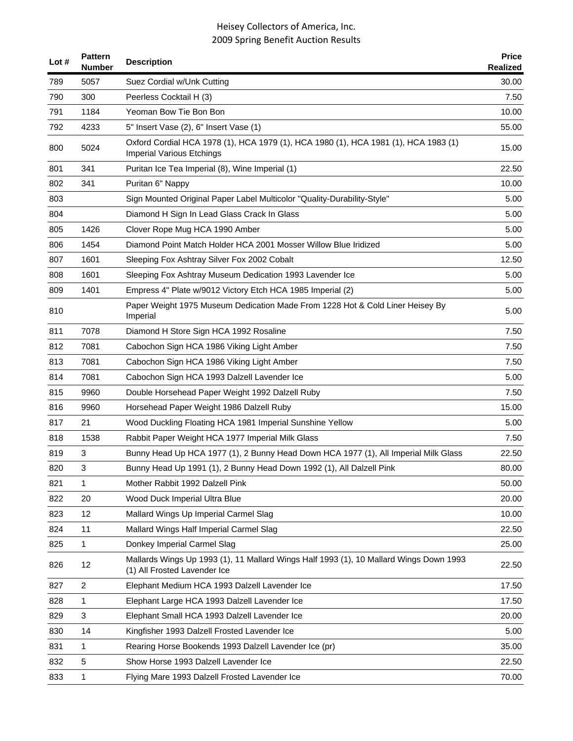# Heisey Collectors of America, Inc.
## 2009 Spring Benefit Auction Results

| Lot # | Pattern Number | Description | Price Realized |
|---|---|---|---|
| 789 | 5057 | Suez Cordial w/Unk Cutting | 30.00 |
| 790 | 300 | Peerless Cocktail H (3) | 7.50 |
| 791 | 1184 | Yeoman Bow Tie Bon Bon | 10.00 |
| 792 | 4233 | 5" Insert Vase (2), 6" Insert Vase (1) | 55.00 |
| 800 | 5024 | Oxford Cordial HCA 1978 (1), HCA 1979 (1), HCA 1980 (1), HCA 1981 (1), HCA 1983 (1) Imperial Various Etchings | 15.00 |
| 801 | 341 | Puritan Ice Tea Imperial (8), Wine Imperial (1) | 22.50 |
| 802 | 341 | Puritan 6" Nappy | 10.00 |
| 803 | | Sign Mounted Original Paper Label Multicolor "Quality-Durability-Style" | 5.00 |
| 804 | | Diamond H Sign In Lead Glass Crack In Glass | 5.00 |
| 805 | 1426 | Clover Rope Mug HCA 1990 Amber | 5.00 |
| 806 | 1454 | Diamond Point Match Holder HCA 2001 Mosser Willow Blue Iridized | 5.00 |
| 807 | 1601 | Sleeping Fox Ashtray Silver Fox 2002 Cobalt | 12.50 |
| 808 | 1601 | Sleeping Fox Ashtray Museum Dedication 1993 Lavender Ice | 5.00 |
| 809 | 1401 | Empress 4" Plate w/9012 Victory Etch HCA 1985 Imperial (2) | 5.00 |
| 810 | | Paper Weight 1975 Museum Dedication Made From 1228 Hot & Cold Liner Heisey By Imperial | 5.00 |
| 811 | 7078 | Diamond H Store Sign HCA 1992 Rosaline | 7.50 |
| 812 | 7081 | Cabochon Sign HCA 1986 Viking Light Amber | 7.50 |
| 813 | 7081 | Cabochon Sign HCA 1986 Viking Light Amber | 7.50 |
| 814 | 7081 | Cabochon Sign HCA 1993 Dalzell Lavender Ice | 5.00 |
| 815 | 9960 | Double Horsehead Paper Weight 1992 Dalzell Ruby | 7.50 |
| 816 | 9960 | Horsehead Paper Weight 1986 Dalzell Ruby | 15.00 |
| 817 | 21 | Wood Duckling Floating HCA 1981 Imperial Sunshine Yellow | 5.00 |
| 818 | 1538 | Rabbit Paper Weight HCA 1977 Imperial Milk Glass | 7.50 |
| 819 | 3 | Bunny Head Up HCA 1977 (1), 2 Bunny Head Down HCA 1977 (1), All Imperial Milk Glass | 22.50 |
| 820 | 3 | Bunny Head Up 1991 (1), 2 Bunny Head Down 1992 (1), All Dalzell Pink | 80.00 |
| 821 | 1 | Mother Rabbit 1992 Dalzell Pink | 50.00 |
| 822 | 20 | Wood Duck Imperial Ultra Blue | 20.00 |
| 823 | 12 | Mallard Wings Up Imperial Carmel Slag | 10.00 |
| 824 | 11 | Mallard Wings Half Imperial Carmel Slag | 22.50 |
| 825 | 1 | Donkey Imperial Carmel Slag | 25.00 |
| 826 | 12 | Mallards Wings Up 1993 (1), 11 Mallard Wings Half 1993 (1), 10 Mallard Wings Down 1993 (1) All Frosted Lavender Ice | 22.50 |
| 827 | 2 | Elephant Medium HCA 1993 Dalzell Lavender Ice | 17.50 |
| 828 | 1 | Elephant Large HCA 1993 Dalzell Lavender Ice | 17.50 |
| 829 | 3 | Elephant Small HCA 1993 Dalzell Lavender Ice | 20.00 |
| 830 | 14 | Kingfisher 1993 Dalzell Frosted Lavender Ice | 5.00 |
| 831 | 1 | Rearing Horse Bookends 1993 Dalzell Lavender Ice (pr) | 35.00 |
| 832 | 5 | Show Horse 1993 Dalzell Lavender Ice | 22.50 |
| 833 | 1 | Flying Mare 1993 Dalzell Frosted Lavender Ice | 70.00 |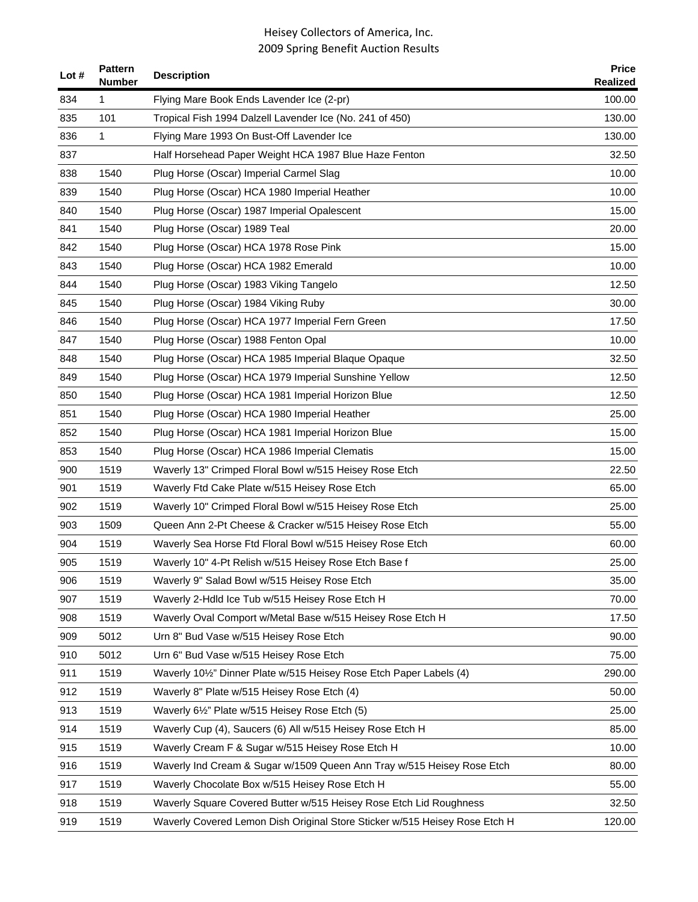| Lot # | Pattern Number | Description | Price Realized |
|---|---|---|---|
| 834 | 1 | Flying Mare Book Ends Lavender Ice (2-pr) | 100.00 |
| 835 | 101 | Tropical Fish 1994 Dalzell Lavender Ice (No. 241 of 450) | 130.00 |
| 836 | 1 | Flying Mare 1993 On Bust-Off Lavender Ice | 130.00 |
| 837 | | Half Horsehead Paper Weight HCA 1987 Blue Haze Fenton | 32.50 |
| 838 | 1540 | Plug Horse (Oscar) Imperial Carmel Slag | 10.00 |
| 839 | 1540 | Plug Horse (Oscar) HCA 1980 Imperial Heather | 10.00 |
| 840 | 1540 | Plug Horse (Oscar) 1987 Imperial Opalescent | 15.00 |
| 841 | 1540 | Plug Horse (Oscar) 1989 Teal | 20.00 |
| 842 | 1540 | Plug Horse (Oscar) HCA 1978 Rose Pink | 15.00 |
| 843 | 1540 | Plug Horse (Oscar) HCA 1982 Emerald | 10.00 |
| 844 | 1540 | Plug Horse (Oscar) 1983 Viking Tangelo | 12.50 |
| 845 | 1540 | Plug Horse (Oscar) 1984 Viking Ruby | 30.00 |
| 846 | 1540 | Plug Horse (Oscar) HCA 1977 Imperial Fern Green | 17.50 |
| 847 | 1540 | Plug Horse (Oscar) 1988 Fenton Opal | 10.00 |
| 848 | 1540 | Plug Horse (Oscar) HCA 1985 Imperial Blaque Opaque | 32.50 |
| 849 | 1540 | Plug Horse (Oscar) HCA 1979 Imperial Sunshine Yellow | 12.50 |
| 850 | 1540 | Plug Horse (Oscar) HCA 1981 Imperial Horizon Blue | 12.50 |
| 851 | 1540 | Plug Horse (Oscar) HCA 1980 Imperial Heather | 25.00 |
| 852 | 1540 | Plug Horse (Oscar) HCA 1981 Imperial Horizon Blue | 15.00 |
| 853 | 1540 | Plug Horse (Oscar) HCA 1986 Imperial Clematis | 15.00 |
| 900 | 1519 | Waverly 13" Crimped Floral Bowl w/515 Heisey Rose Etch | 22.50 |
| 901 | 1519 | Waverly Ftd Cake Plate w/515 Heisey Rose Etch | 65.00 |
| 902 | 1519 | Waverly 10" Crimped Floral Bowl w/515 Heisey Rose Etch | 25.00 |
| 903 | 1509 | Queen Ann 2-Pt Cheese & Cracker w/515 Heisey Rose Etch | 55.00 |
| 904 | 1519 | Waverly Sea Horse Ftd Floral Bowl w/515 Heisey Rose Etch | 60.00 |
| 905 | 1519 | Waverly 10" 4-Pt Relish w/515 Heisey Rose Etch Base f | 25.00 |
| 906 | 1519 | Waverly 9" Salad Bowl w/515 Heisey Rose Etch | 35.00 |
| 907 | 1519 | Waverly 2-Hdld Ice Tub w/515 Heisey Rose Etch H | 70.00 |
| 908 | 1519 | Waverly Oval Comport w/Metal Base w/515 Heisey Rose Etch H | 17.50 |
| 909 | 5012 | Urn 8" Bud Vase w/515 Heisey Rose Etch | 90.00 |
| 910 | 5012 | Urn 6" Bud Vase w/515 Heisey Rose Etch | 75.00 |
| 911 | 1519 | Waverly 10½" Dinner Plate w/515 Heisey Rose Etch Paper Labels (4) | 290.00 |
| 912 | 1519 | Waverly 8" Plate w/515 Heisey Rose Etch (4) | 50.00 |
| 913 | 1519 | Waverly 6½" Plate w/515 Heisey Rose Etch (5) | 25.00 |
| 914 | 1519 | Waverly Cup (4), Saucers (6) All w/515 Heisey Rose Etch H | 85.00 |
| 915 | 1519 | Waverly Cream F & Sugar w/515 Heisey Rose Etch H | 10.00 |
| 916 | 1519 | Waverly Ind Cream & Sugar w/1509 Queen Ann Tray w/515 Heisey Rose Etch | 80.00 |
| 917 | 1519 | Waverly Chocolate Box w/515 Heisey Rose Etch H | 55.00 |
| 918 | 1519 | Waverly Square Covered Butter w/515 Heisey Rose Etch Lid Roughness | 32.50 |
| 919 | 1519 | Waverly Covered Lemon Dish Original Store Sticker w/515 Heisey Rose Etch H | 120.00 |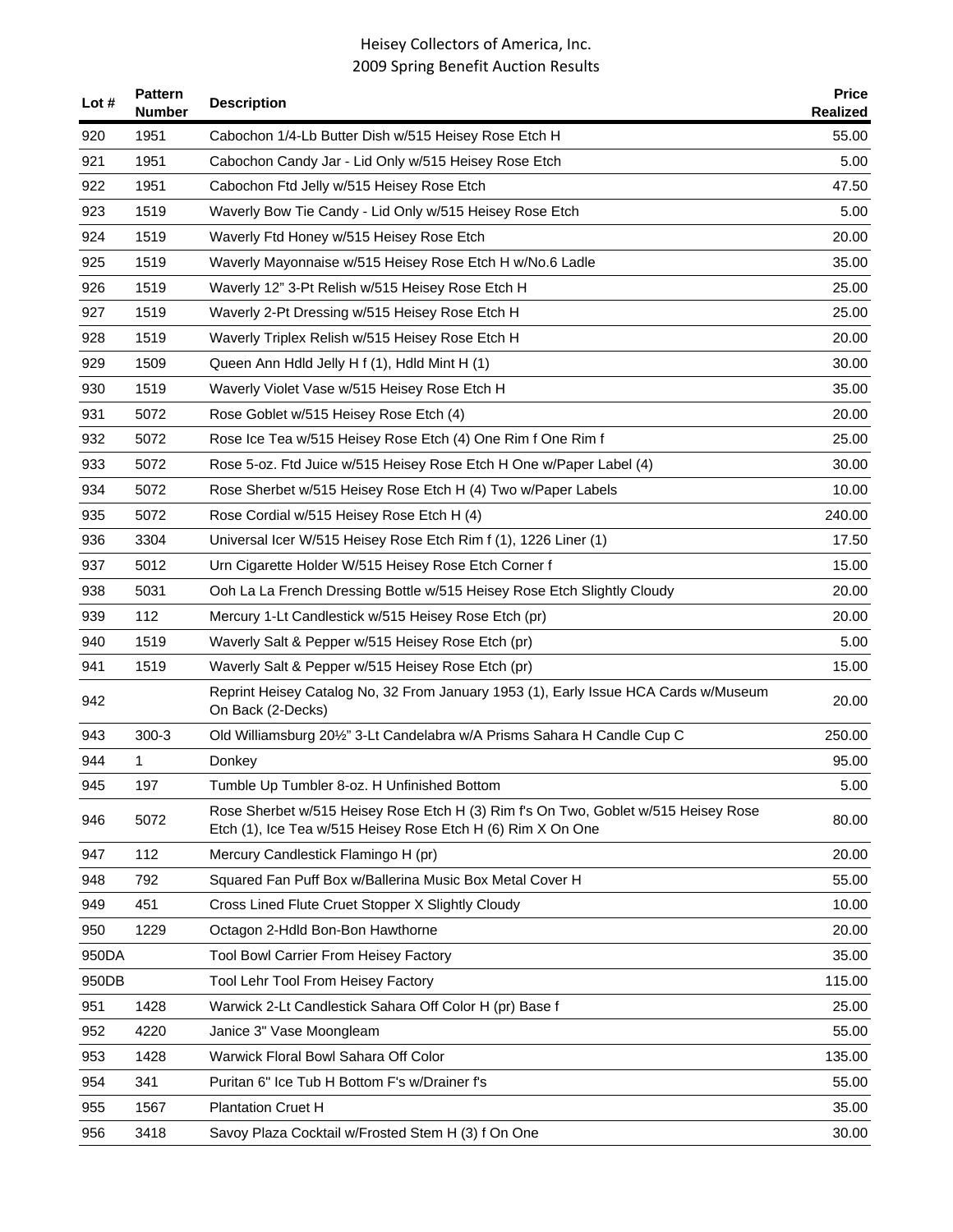# Heisey Collectors of America, Inc.
## 2009 Spring Benefit Auction Results

| Lot # | Pattern Number | Description | Price Realized |
|---|---|---|---|
| 920 | 1951 | Cabochon 1/4-Lb Butter Dish w/515 Heisey Rose Etch H | 55.00 |
| 921 | 1951 | Cabochon Candy Jar - Lid Only w/515 Heisey Rose Etch | 5.00 |
| 922 | 1951 | Cabochon Ftd Jelly w/515 Heisey Rose Etch | 47.50 |
| 923 | 1519 | Waverly Bow Tie Candy - Lid Only w/515 Heisey Rose Etch | 5.00 |
| 924 | 1519 | Waverly Ftd Honey w/515 Heisey Rose Etch | 20.00 |
| 925 | 1519 | Waverly Mayonnaise w/515 Heisey Rose Etch H w/No.6 Ladle | 35.00 |
| 926 | 1519 | Waverly 12" 3-Pt Relish w/515 Heisey Rose Etch H | 25.00 |
| 927 | 1519 | Waverly 2-Pt Dressing w/515 Heisey Rose Etch H | 25.00 |
| 928 | 1519 | Waverly Triplex Relish w/515 Heisey Rose Etch H | 20.00 |
| 929 | 1509 | Queen Ann Hdld Jelly H f (1), Hdld Mint H (1) | 30.00 |
| 930 | 1519 | Waverly Violet Vase w/515 Heisey Rose Etch H | 35.00 |
| 931 | 5072 | Rose Goblet w/515 Heisey Rose Etch (4) | 20.00 |
| 932 | 5072 | Rose Ice Tea w/515 Heisey Rose Etch (4) One Rim f One Rim f | 25.00 |
| 933 | 5072 | Rose 5-oz. Ftd Juice w/515 Heisey Rose Etch H One w/Paper Label (4) | 30.00 |
| 934 | 5072 | Rose Sherbet w/515 Heisey Rose Etch H (4) Two w/Paper Labels | 10.00 |
| 935 | 5072 | Rose Cordial w/515 Heisey Rose Etch H (4) | 240.00 |
| 936 | 3304 | Universal Icer W/515 Heisey Rose Etch Rim f (1), 1226 Liner (1) | 17.50 |
| 937 | 5012 | Urn Cigarette Holder W/515 Heisey Rose Etch Corner f | 15.00 |
| 938 | 5031 | Ooh La La French Dressing Bottle w/515 Heisey Rose Etch Slightly Cloudy | 20.00 |
| 939 | 112 | Mercury 1-Lt Candlestick w/515 Heisey Rose Etch (pr) | 20.00 |
| 940 | 1519 | Waverly Salt & Pepper w/515 Heisey Rose Etch (pr) | 5.00 |
| 941 | 1519 | Waverly Salt & Pepper w/515 Heisey Rose Etch (pr) | 15.00 |
| 942 | | Reprint Heisey Catalog No, 32 From January 1953 (1), Early Issue HCA Cards w/Museum On Back (2-Decks) | 20.00 |
| 943 | 300-3 | Old Williamsburg 20½" 3-Lt Candelabra w/A Prisms Sahara H Candle Cup C | 250.00 |
| 944 | 1 | Donkey | 95.00 |
| 945 | 197 | Tumble Up Tumbler 8-oz. H Unfinished Bottom | 5.00 |
| 946 | 5072 | Rose Sherbet w/515 Heisey Rose Etch H (3) Rim f's On Two, Goblet w/515 Heisey Rose Etch (1), Ice Tea w/515 Heisey Rose Etch H (6) Rim X On One | 80.00 |
| 947 | 112 | Mercury Candlestick Flamingo H (pr) | 20.00 |
| 948 | 792 | Squared Fan Puff Box w/Ballerina Music Box Metal Cover H | 55.00 |
| 949 | 451 | Cross Lined Flute Cruet Stopper X Slightly Cloudy | 10.00 |
| 950 | 1229 | Octagon 2-Hdld Bon-Bon Hawthorne | 20.00 |
| 950DA | | Tool Bowl Carrier From Heisey Factory | 35.00 |
| 950DB | | Tool Lehr Tool From Heisey Factory | 115.00 |
| 951 | 1428 | Warwick 2-Lt Candlestick Sahara Off Color H (pr) Base f | 25.00 |
| 952 | 4220 | Janice 3" Vase Moongleam | 55.00 |
| 953 | 1428 | Warwick Floral Bowl Sahara Off Color | 135.00 |
| 954 | 341 | Puritan 6" Ice Tub H Bottom F's w/Drainer f's | 55.00 |
| 955 | 1567 | Plantation Cruet H | 35.00 |
| 956 | 3418 | Savoy Plaza Cocktail w/Frosted Stem H (3) f On One | 30.00 |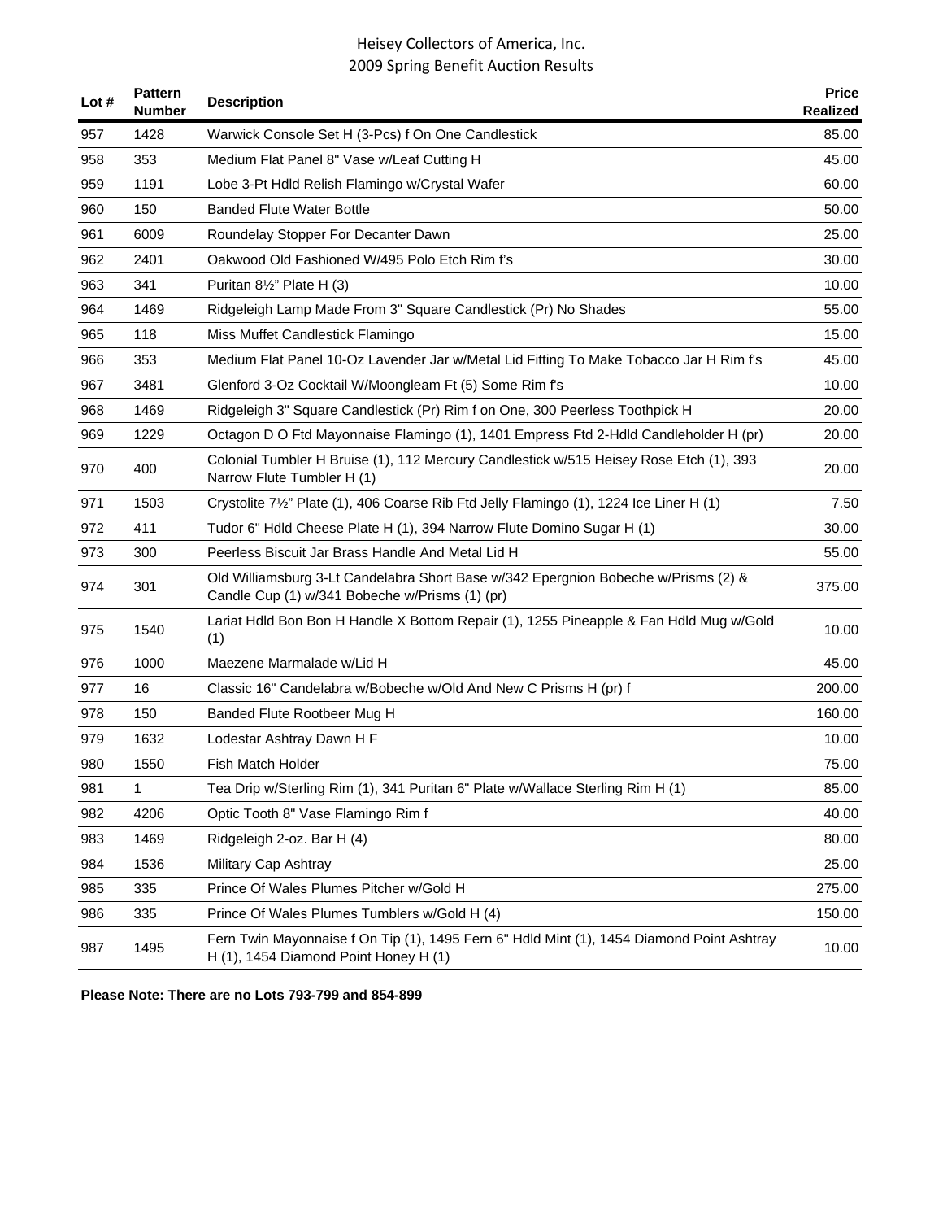| Lot # | Pattern Number | Description | Price Realized |
|---|---|---|---|
| 957 | 1428 | Warwick Console Set H (3-Pcs) f On One Candlestick | 85.00 |
| 958 | 353 | Medium Flat Panel 8" Vase w/Leaf Cutting H | 45.00 |
| 959 | 1191 | Lobe 3-Pt Hdld Relish Flamingo w/Crystal Wafer | 60.00 |
| 960 | 150 | Banded Flute Water Bottle | 50.00 |
| 961 | 6009 | Roundelay Stopper For Decanter Dawn | 25.00 |
| 962 | 2401 | Oakwood Old Fashioned W/495 Polo Etch Rim f's | 30.00 |
| 963 | 341 | Puritan 8½" Plate H (3) | 10.00 |
| 964 | 1469 | Ridgeleigh Lamp Made From 3" Square Candlestick (Pr) No Shades | 55.00 |
| 965 | 118 | Miss Muffet Candlestick Flamingo | 15.00 |
| 966 | 353 | Medium Flat Panel 10-Oz Lavender Jar w/Metal Lid Fitting To Make Tobacco Jar H Rim f's | 45.00 |
| 967 | 3481 | Glenford 3-Oz Cocktail W/Moongleam Ft (5) Some Rim f's | 10.00 |
| 968 | 1469 | Ridgeleigh 3" Square Candlestick (Pr) Rim f on One, 300 Peerless Toothpick H | 20.00 |
| 969 | 1229 | Octagon D O Ftd Mayonnaise Flamingo (1), 1401 Empress Ftd 2-Hdld Candleholder H (pr) | 20.00 |
| 970 | 400 | Colonial Tumbler H Bruise (1), 112 Mercury Candlestick w/515 Heisey Rose Etch (1), 393 Narrow Flute Tumbler H (1) | 20.00 |
| 971 | 1503 | Crystolite 7½" Plate (1), 406 Coarse Rib Ftd Jelly Flamingo (1), 1224 Ice Liner H (1) | 7.50 |
| 972 | 411 | Tudor 6" Hdld Cheese Plate H (1), 394 Narrow Flute Domino Sugar H (1) | 30.00 |
| 973 | 300 | Peerless Biscuit Jar Brass Handle And Metal Lid H | 55.00 |
| 974 | 301 | Old Williamsburg 3-Lt Candelabra Short Base w/342 Epergnion Bobeche w/Prisms (2) & Candle Cup (1) w/341 Bobeche w/Prisms (1) (pr) | 375.00 |
| 975 | 1540 | Lariat Hdld Bon Bon H Handle X Bottom Repair (1), 1255 Pineapple & Fan Hdld Mug w/Gold (1) | 10.00 |
| 976 | 1000 | Maezene Marmalade w/Lid H | 45.00 |
| 977 | 16 | Classic 16" Candelabra w/Bobeche w/Old And New C Prisms H (pr) f | 200.00 |
| 978 | 150 | Banded Flute Rootbeer Mug H | 160.00 |
| 979 | 1632 | Lodestar Ashtray Dawn H F | 10.00 |
| 980 | 1550 | Fish Match Holder | 75.00 |
| 981 | 1 | Tea Drip w/Sterling Rim (1), 341 Puritan 6" Plate w/Wallace Sterling Rim H (1) | 85.00 |
| 982 | 4206 | Optic Tooth 8" Vase Flamingo Rim f | 40.00 |
| 983 | 1469 | Ridgeleigh 2-oz. Bar H (4) | 80.00 |
| 984 | 1536 | Military Cap Ashtray | 25.00 |
| 985 | 335 | Prince Of Wales Plumes Pitcher w/Gold H | 275.00 |
| 986 | 335 | Prince Of Wales Plumes Tumblers w/Gold H (4) | 150.00 |
| 987 | 1495 | Fern Twin Mayonnaise f On Tip (1), 1495 Fern 6" Hdld Mint (1), 1454 Diamond Point Ashtray H (1), 1454 Diamond Point Honey H (1) | 10.00 |

**Please Note: There are no Lots 793-799 and 854-899**